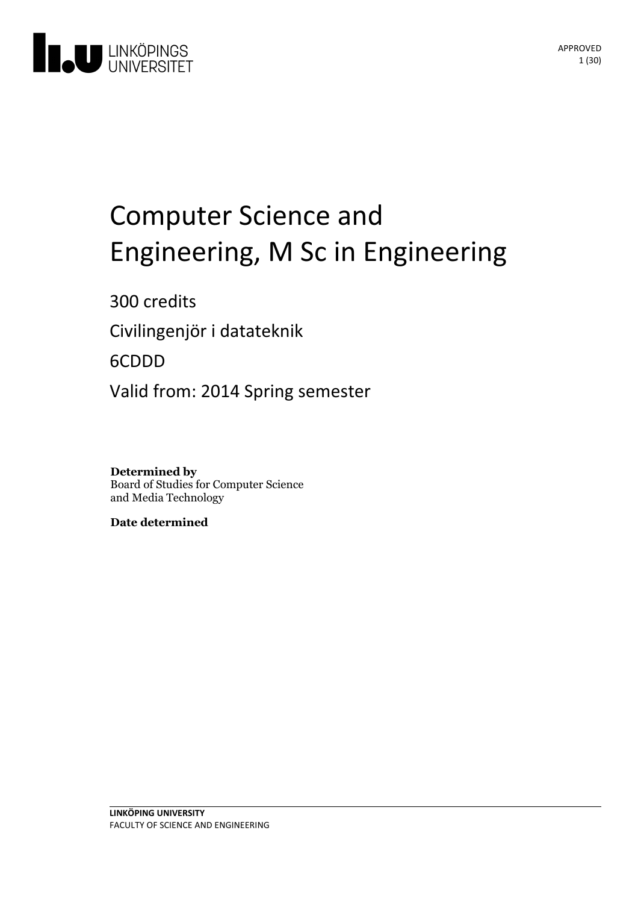# Computer Science and Engineering, M Sc in Engineering

300 credits

Civilingenjör i datateknik

6CDDD

Valid from: 2014 Spring semester

**Determined by**
Board of Studies for Computer Science and Media Technology

**Date determined**

**LINKÖPING UNIVERSITY**
FACULTY OF SCIENCE AND ENGINEERING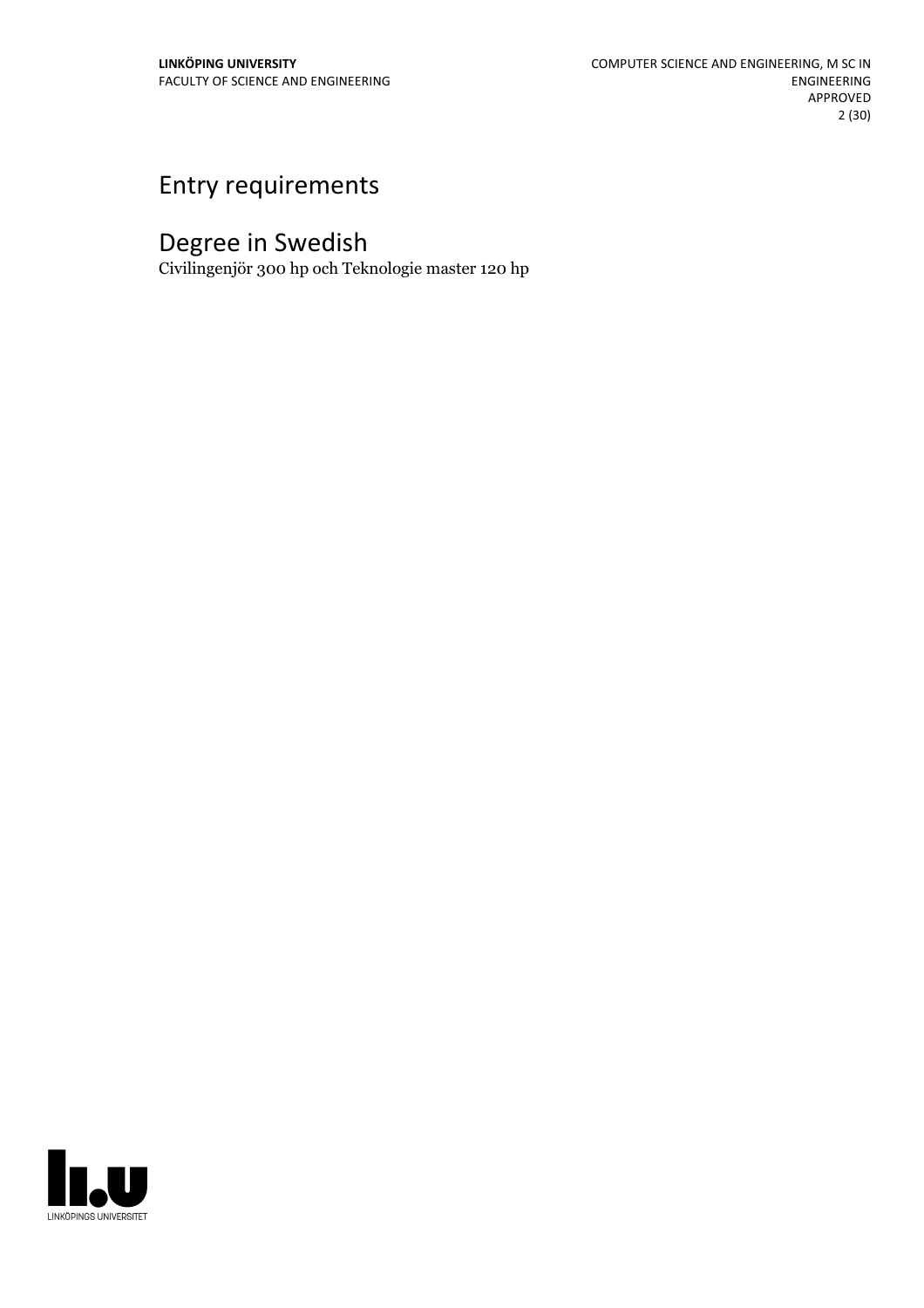# Entry requirements

# Degree in Swedish

Civilingenjör 300 hp och Teknologie master 120 hp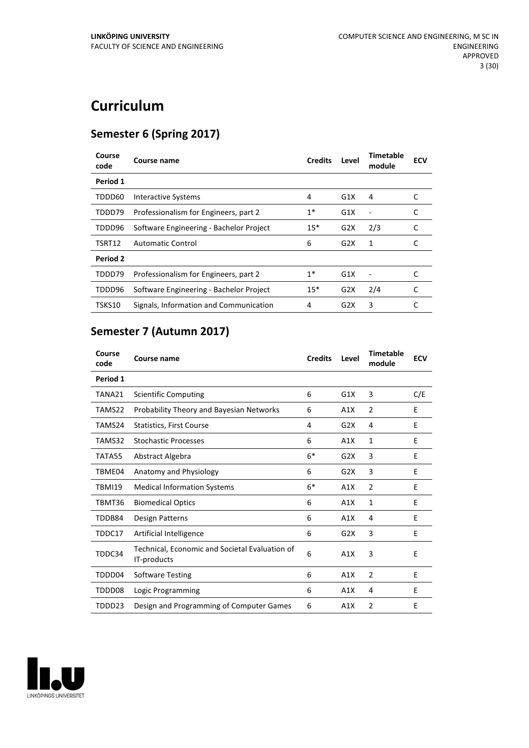# Curriculum

## Semester 6 (Spring 2017)

| Course code | Course name | Credits | Level | Timetable module | ECV |
|---|---|---|---|---|---|
| **Period 1** | | | | | |
| TDDD60 | Interactive Systems | 4 | G1X | 4 | C |
| TDDD79 | Professionalism for Engineers, part 2 | 1* | G1X | - | C |
| TDDD96 | Software Engineering - Bachelor Project | 15* | G2X | 2/3 | C |
| TSRT12 | Automatic Control | 6 | G2X | 1 | C |
| **Period 2** | | | | | |
| TDDD79 | Professionalism for Engineers, part 2 | 1* | G1X | - | C |
| TDDD96 | Software Engineering - Bachelor Project | 15* | G2X | 2/4 | C |
| TSKS10 | Signals, Information and Communication | 4 | G2X | 3 | C |

## Semester 7 (Autumn 2017)

| Course code | Course name | Credits | Level | Timetable module | ECV |
|---|---|---|---|---|---|
| **Period 1** | | | | | |
| TANA21 | Scientific Computing | 6 | G1X | 3 | C/E |
| TAMS22 | Probability Theory and Bayesian Networks | 6 | A1X | 2 | E |
| TAMS24 | Statistics, First Course | 4 | G2X | 4 | E |
| TAMS32 | Stochastic Processes | 6 | A1X | 1 | E |
| TATA55 | Abstract Algebra | 6* | G2X | 3 | E |
| TBME04 | Anatomy and Physiology | 6 | G2X | 3 | E |
| TBMI19 | Medical Information Systems | 6* | A1X | 2 | E |
| TBMT36 | Biomedical Optics | 6 | A1X | 1 | E |
| TDDB84 | Design Patterns | 6 | A1X | 4 | E |
| TDDC17 | Artificial Intelligence | 6 | G2X | 3 | E |
| TDDC34 | Technical, Economic and Societal Evaluation of IT-products | 6 | A1X | 3 | E |
| TDDD04 | Software Testing | 6 | A1X | 2 | E |
| TDDD08 | Logic Programming | 6 | A1X | 4 | E |
| TDDD23 | Design and Programming of Computer Games | 6 | A1X | 2 | E |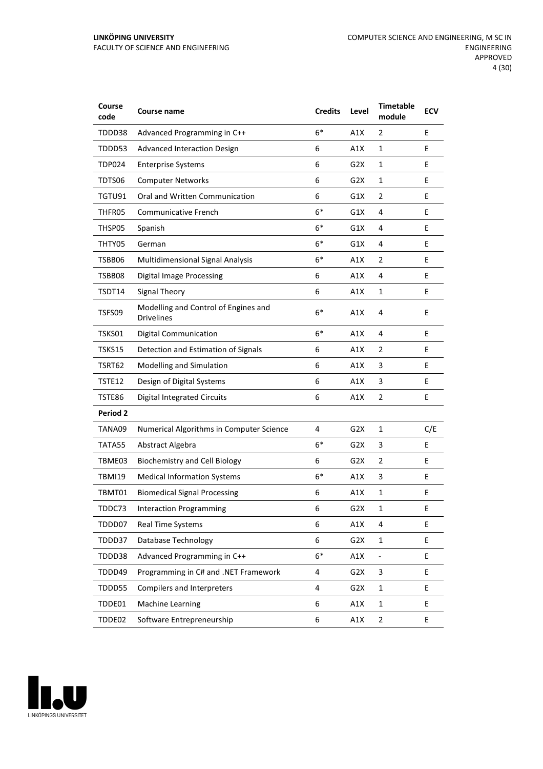| Course code | Course name | Credits | Level | Timetable module | ECV |
|---|---|---|---|---|---|
| TDDD38 | Advanced Programming in C++ | 6* | A1X | 2 | E |
| TDDD53 | Advanced Interaction Design | 6 | A1X | 1 | E |
| TDP024 | Enterprise Systems | 6 | G2X | 1 | E |
| TDTS06 | Computer Networks | 6 | G2X | 1 | E |
| TGTU91 | Oral and Written Communication | 6 | G1X | 2 | E |
| THFR05 | Communicative French | 6* | G1X | 4 | E |
| THSP05 | Spanish | 6* | G1X | 4 | E |
| THTY05 | German | 6* | G1X | 4 | E |
| TSBB06 | Multidimensional Signal Analysis | 6* | A1X | 2 | E |
| TSBB08 | Digital Image Processing | 6 | A1X | 4 | E |
| TSDT14 | Signal Theory | 6 | A1X | 1 | E |
| TSFS09 | Modelling and Control of Engines and Drivelines | 6* | A1X | 4 | E |
| TSKS01 | Digital Communication | 6* | A1X | 4 | E |
| TSKS15 | Detection and Estimation of Signals | 6 | A1X | 2 | E |
| TSRT62 | Modelling and Simulation | 6 | A1X | 3 | E |
| TSTE12 | Design of Digital Systems | 6 | A1X | 3 | E |
| TSTE86 | Digital Integrated Circuits | 6 | A1X | 2 | E |
| **Period 2** | | | | | |
| TANA09 | Numerical Algorithms in Computer Science | 4 | G2X | 1 | C/E |
| TATA55 | Abstract Algebra | 6* | G2X | 3 | E |
| TBME03 | Biochemistry and Cell Biology | 6 | G2X | 2 | E |
| TBMI19 | Medical Information Systems | 6* | A1X | 3 | E |
| TBMT01 | Biomedical Signal Processing | 6 | A1X | 1 | E |
| TDDC73 | Interaction Programming | 6 | G2X | 1 | E |
| TDDD07 | Real Time Systems | 6 | A1X | 4 | E |
| TDDD37 | Database Technology | 6 | G2X | 1 | E |
| TDDD38 | Advanced Programming in C++ | 6* | A1X | - | E |
| TDDD49 | Programming in C# and .NET Framework | 4 | G2X | 3 | E |
| TDDD55 | Compilers and Interpreters | 4 | G2X | 1 | E |
| TDDE01 | Machine Learning | 6 | A1X | 1 | E |
| TDDE02 | Software Entrepreneurship | 6 | A1X | 2 | E |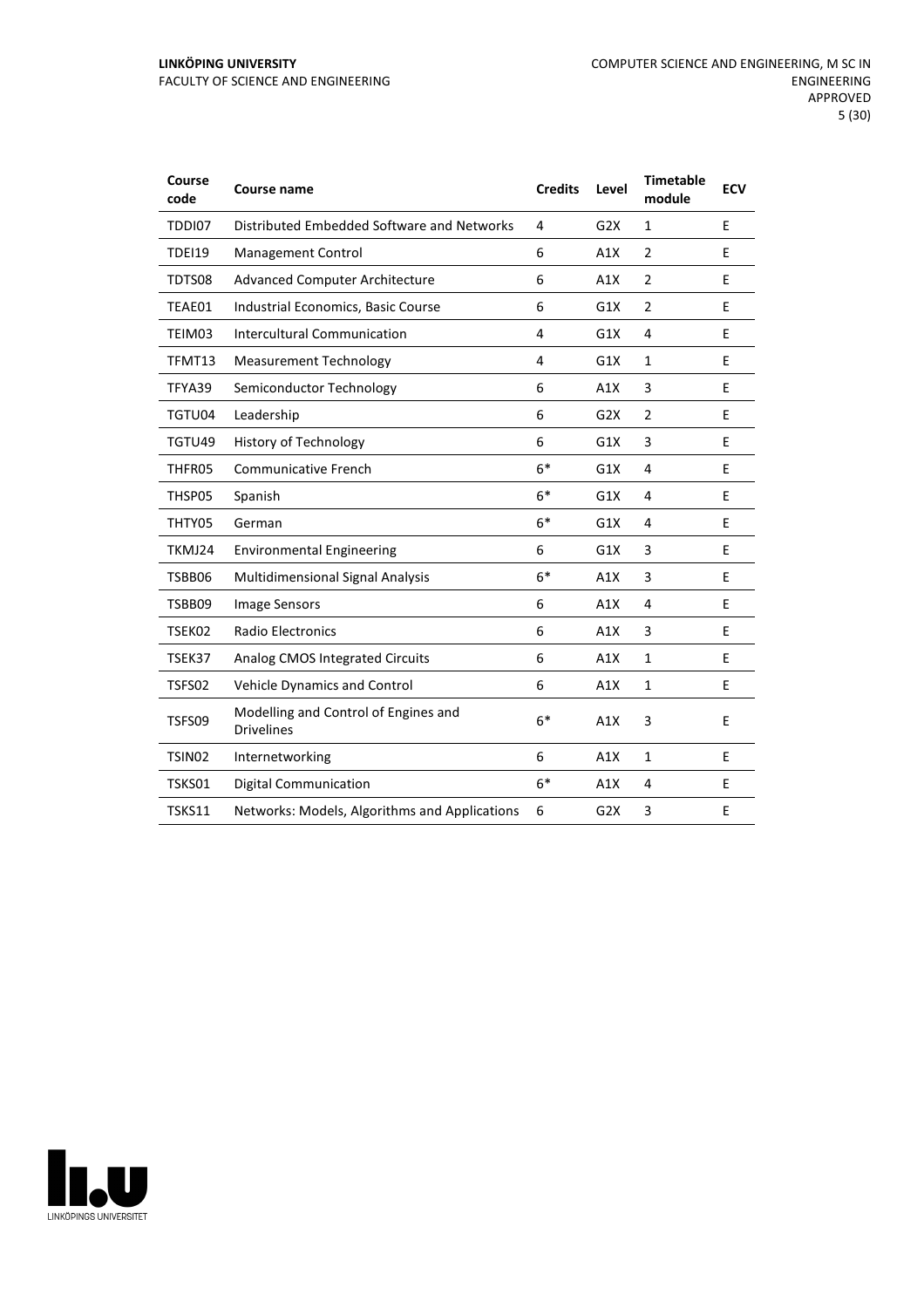| Course code | Course name | Credits | Level | Timetable module | ECV |
|---|---|---|---|---|---|
| TDDI07 | Distributed Embedded Software and Networks | 4 | G2X | 1 | E |
| TDEI19 | Management Control | 6 | A1X | 2 | E |
| TDTS08 | Advanced Computer Architecture | 6 | A1X | 2 | E |
| TEAE01 | Industrial Economics, Basic Course | 6 | G1X | 2 | E |
| TEIM03 | Intercultural Communication | 4 | G1X | 4 | E |
| TFMT13 | Measurement Technology | 4 | G1X | 1 | E |
| TFYA39 | Semiconductor Technology | 6 | A1X | 3 | E |
| TGTU04 | Leadership | 6 | G2X | 2 | E |
| TGTU49 | History of Technology | 6 | G1X | 3 | E |
| THFR05 | Communicative French | 6* | G1X | 4 | E |
| THSP05 | Spanish | 6* | G1X | 4 | E |
| THTY05 | German | 6* | G1X | 4 | E |
| TKMJ24 | Environmental Engineering | 6 | G1X | 3 | E |
| TSBB06 | Multidimensional Signal Analysis | 6* | A1X | 3 | E |
| TSBB09 | Image Sensors | 6 | A1X | 4 | E |
| TSEK02 | Radio Electronics | 6 | A1X | 3 | E |
| TSEK37 | Analog CMOS Integrated Circuits | 6 | A1X | 1 | E |
| TSFS02 | Vehicle Dynamics and Control | 6 | A1X | 1 | E |
| TSFS09 | Modelling and Control of Engines and Drivelines | 6* | A1X | 3 | E |
| TSIN02 | Internetworking | 6 | A1X | 1 | E |
| TSKS01 | Digital Communication | 6* | A1X | 4 | E |
| TSKS11 | Networks: Models, Algorithms and Applications | 6 | G2X | 3 | E |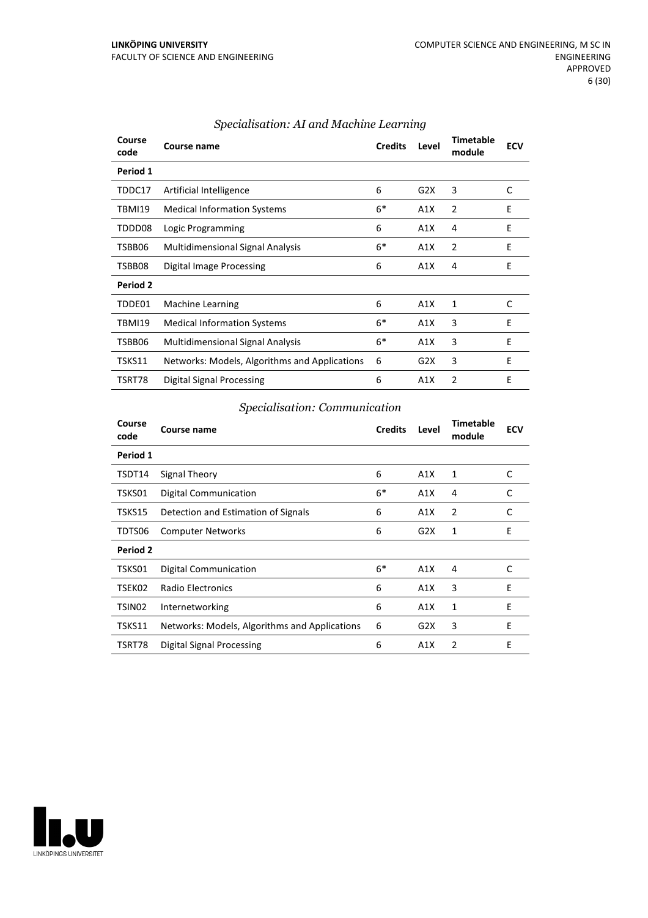### *Specialisation: AI and Machine Learning*

| Course code | Course name | Credits | Level | Timetable module | ECV |
|---|---|---|---|---|---|
| **Period 1** | | | | | |
| TDDC17 | Artificial Intelligence | 6 | G2X | 3 | C |
| TBMI19 | Medical Information Systems | 6* | A1X | 2 | E |
| TDDD08 | Logic Programming | 6 | A1X | 4 | E |
| TSBB06 | Multidimensional Signal Analysis | 6* | A1X | 2 | E |
| TSBB08 | Digital Image Processing | 6 | A1X | 4 | E |
| **Period 2** | | | | | |
| TDDE01 | Machine Learning | 6 | A1X | 1 | C |
| TBMI19 | Medical Information Systems | 6* | A1X | 3 | E |
| TSBB06 | Multidimensional Signal Analysis | 6* | A1X | 3 | E |
| TSKS11 | Networks: Models, Algorithms and Applications | 6 | G2X | 3 | E |
| TSRT78 | Digital Signal Processing | 6 | A1X | 2 | E |

### *Specialisation: Communication*

| Course code | Course name | Credits | Level | Timetable module | ECV |
|---|---|---|---|---|---|
| **Period 1** | | | | | |
| TSDT14 | Signal Theory | 6 | A1X | 1 | C |
| TSKS01 | Digital Communication | 6* | A1X | 4 | C |
| TSKS15 | Detection and Estimation of Signals | 6 | A1X | 2 | C |
| TDTS06 | Computer Networks | 6 | G2X | 1 | E |
| **Period 2** | | | | | |
| TSKS01 | Digital Communication | 6* | A1X | 4 | C |
| TSEK02 | Radio Electronics | 6 | A1X | 3 | E |
| TSIN02 | Internetworking | 6 | A1X | 1 | E |
| TSKS11 | Networks: Models, Algorithms and Applications | 6 | G2X | 3 | E |
| TSRT78 | Digital Signal Processing | 6 | A1X | 2 | E |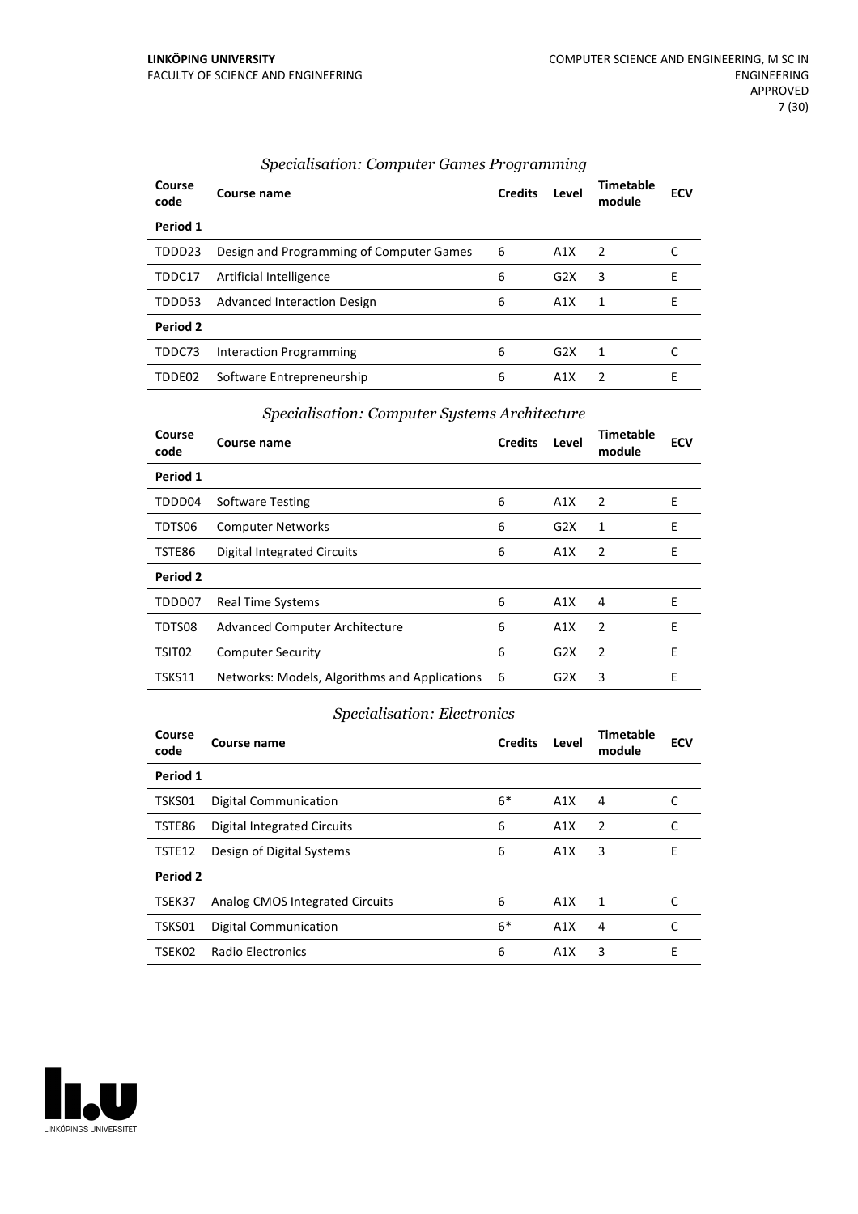### *Specialisation: Computer Games Programming*

| Course code | Course name | Credits | Level | Timetable module | ECV |
|---|---|---|---|---|---|
| **Period 1** | | | | | |
| TDDD23 | Design and Programming of Computer Games | 6 | A1X | 2 | C |
| TDDC17 | Artificial Intelligence | 6 | G2X | 3 | E |
| TDDD53 | Advanced Interaction Design | 6 | A1X | 1 | E |
| **Period 2** | | | | | |
| TDDC73 | Interaction Programming | 6 | G2X | 1 | C |
| TDDE02 | Software Entrepreneurship | 6 | A1X | 2 | E |

### *Specialisation: Computer Systems Architecture*

| Course code | Course name | Credits | Level | Timetable module | ECV |
|---|---|---|---|---|---|
| **Period 1** | | | | | |
| TDDD04 | Software Testing | 6 | A1X | 2 | E |
| TDTS06 | Computer Networks | 6 | G2X | 1 | E |
| TSTE86 | Digital Integrated Circuits | 6 | A1X | 2 | E |
| **Period 2** | | | | | |
| TDDD07 | Real Time Systems | 6 | A1X | 4 | E |
| TDTS08 | Advanced Computer Architecture | 6 | A1X | 2 | E |
| TSIT02 | Computer Security | 6 | G2X | 2 | E |
| TSKS11 | Networks: Models, Algorithms and Applications | 6 | G2X | 3 | E |

### *Specialisation: Electronics*

| Course code | Course name | Credits | Level | Timetable module | ECV |
|---|---|---|---|---|---|
| **Period 1** | | | | | |
| TSKS01 | Digital Communication | 6* | A1X | 4 | C |
| TSTE86 | Digital Integrated Circuits | 6 | A1X | 2 | C |
| TSTE12 | Design of Digital Systems | 6 | A1X | 3 | E |
| **Period 2** | | | | | |
| TSEK37 | Analog CMOS Integrated Circuits | 6 | A1X | 1 | C |
| TSKS01 | Digital Communication | 6* | A1X | 4 | C |
| TSEK02 | Radio Electronics | 6 | A1X | 3 | E |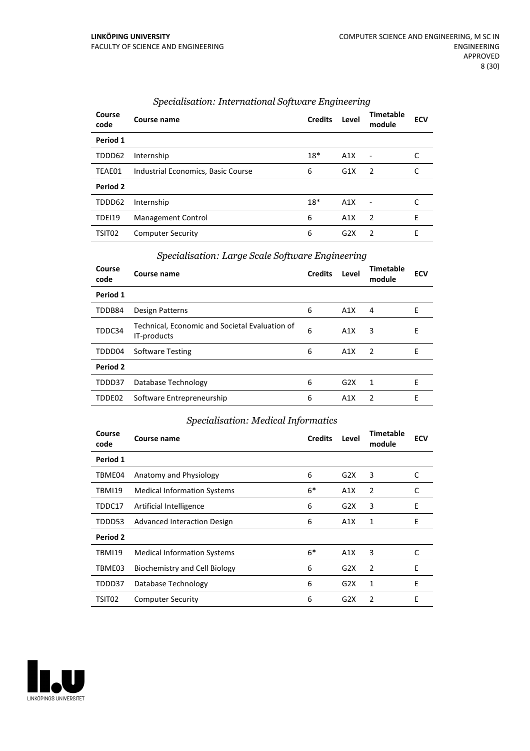### *Specialisation: International Software Engineering*

| Course code | Course name | Credits | Level | Timetable module | ECV |
|---|---|---|---|---|---|
| **Period 1** | | | | | |
| TDDD62 | Internship | 18* | A1X | - | C |
| TEAE01 | Industrial Economics, Basic Course | 6 | G1X | 2 | C |
| **Period 2** | | | | | |
| TDDD62 | Internship | 18* | A1X | - | C |
| TDEI19 | Management Control | 6 | A1X | 2 | E |
| TSIT02 | Computer Security | 6 | G2X | 2 | E |

### *Specialisation: Large Scale Software Engineering*

| Course code | Course name | Credits | Level | Timetable module | ECV |
|---|---|---|---|---|---|
| **Period 1** | | | | | |
| TDDB84 | Design Patterns | 6 | A1X | 4 | E |
| TDDC34 | Technical, Economic and Societal Evaluation of IT-products | 6 | A1X | 3 | E |
| TDDD04 | Software Testing | 6 | A1X | 2 | E |
| **Period 2** | | | | | |
| TDDD37 | Database Technology | 6 | G2X | 1 | E |
| TDDE02 | Software Entrepreneurship | 6 | A1X | 2 | E |

### *Specialisation: Medical Informatics*

| Course code | Course name | Credits | Level | Timetable module | ECV |
|---|---|---|---|---|---|
| **Period 1** | | | | | |
| TBME04 | Anatomy and Physiology | 6 | G2X | 3 | C |
| TBMI19 | Medical Information Systems | 6* | A1X | 2 | C |
| TDDC17 | Artificial Intelligence | 6 | G2X | 3 | E |
| TDDD53 | Advanced Interaction Design | 6 | A1X | 1 | E |
| **Period 2** | | | | | |
| TBMI19 | Medical Information Systems | 6* | A1X | 3 | C |
| TBME03 | Biochemistry and Cell Biology | 6 | G2X | 2 | E |
| TDDD37 | Database Technology | 6 | G2X | 1 | E |
| TSIT02 | Computer Security | 6 | G2X | 2 | E |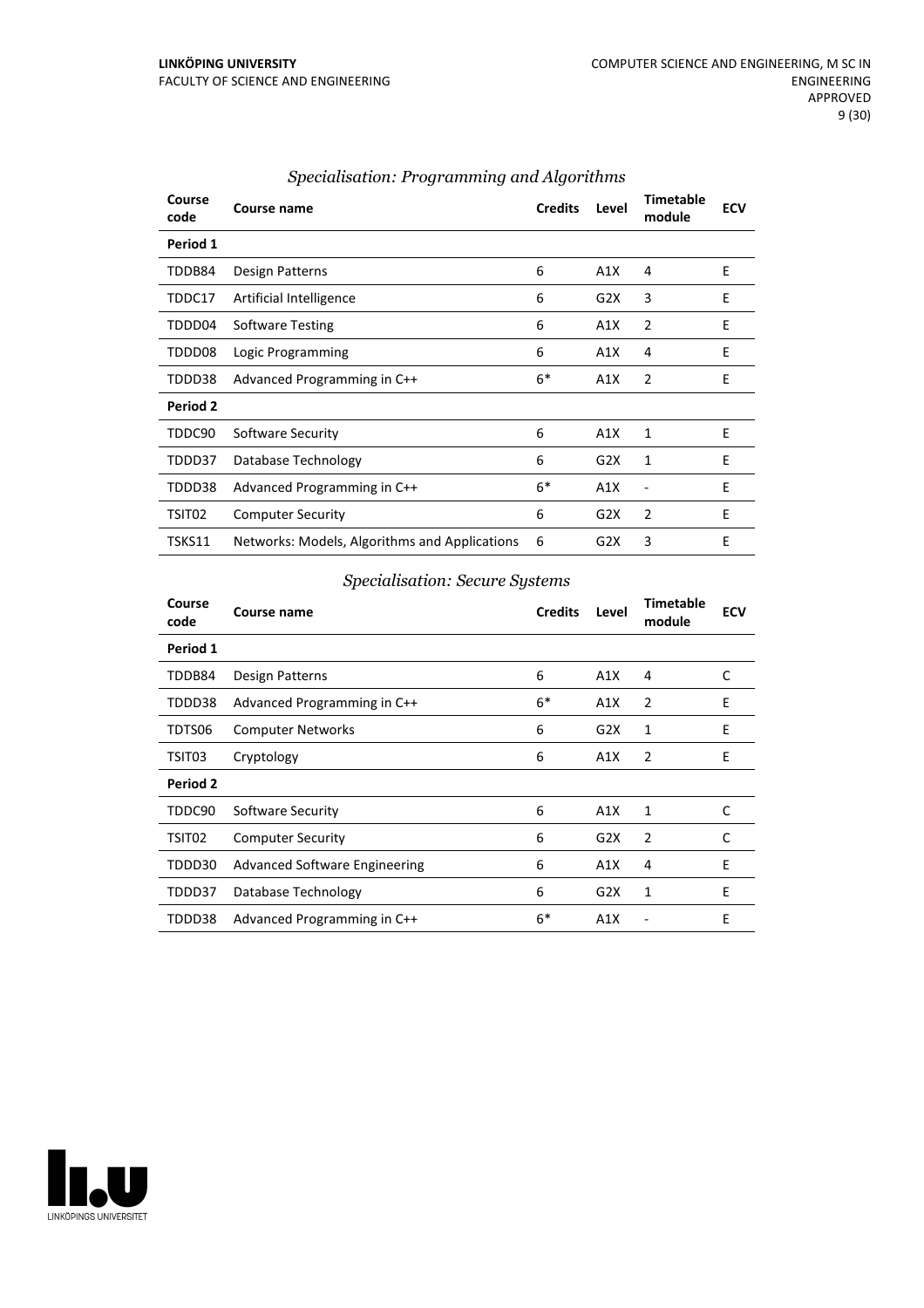*Specialisation: Programming and Algorithms*

| Course code | Course name | Credits | Level | Timetable module | ECV |
|---|---|---|---|---|---|
| **Period 1** | | | | | |
| TDDB84 | Design Patterns | 6 | A1X | 4 | E |
| TDDC17 | Artificial Intelligence | 6 | G2X | 3 | E |
| TDDD04 | Software Testing | 6 | A1X | 2 | E |
| TDDD08 | Logic Programming | 6 | A1X | 4 | E |
| TDDD38 | Advanced Programming in C++ | 6* | A1X | 2 | E |
| **Period 2** | | | | | |
| TDDC90 | Software Security | 6 | A1X | 1 | E |
| TDDD37 | Database Technology | 6 | G2X | 1 | E |
| TDDD38 | Advanced Programming in C++ | 6* | A1X | - | E |
| TSIT02 | Computer Security | 6 | G2X | 2 | E |
| TSKS11 | Networks: Models, Algorithms and Applications | 6 | G2X | 3 | E |

*Specialisation: Secure Systems*

| Course code | Course name | Credits | Level | Timetable module | ECV |
|---|---|---|---|---|---|
| **Period 1** | | | | | |
| TDDB84 | Design Patterns | 6 | A1X | 4 | C |
| TDDD38 | Advanced Programming in C++ | 6* | A1X | 2 | E |
| TDTS06 | Computer Networks | 6 | G2X | 1 | E |
| TSIT03 | Cryptology | 6 | A1X | 2 | E |
| **Period 2** | | | | | |
| TDDC90 | Software Security | 6 | A1X | 1 | C |
| TSIT02 | Computer Security | 6 | G2X | 2 | C |
| TDDD30 | Advanced Software Engineering | 6 | A1X | 4 | E |
| TDDD37 | Database Technology | 6 | G2X | 1 | E |
| TDDD38 | Advanced Programming in C++ | 6* | A1X | - | E |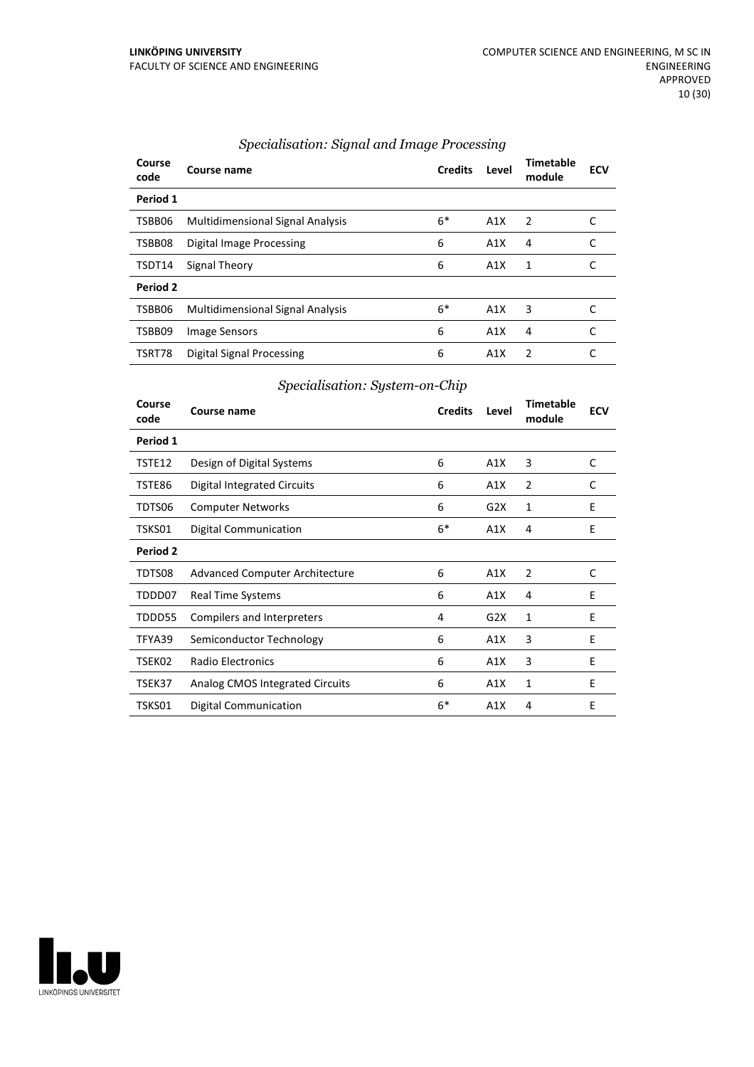### *Specialisation: Signal and Image Processing*

| Course code | Course name | Credits | Level | Timetable module | ECV |
|---|---|---|---|---|---|
| **Period 1** | | | | | |
| TSBB06 | Multidimensional Signal Analysis | 6* | A1X | 2 | C |
| TSBB08 | Digital Image Processing | 6 | A1X | 4 | C |
| TSDT14 | Signal Theory | 6 | A1X | 1 | C |
| **Period 2** | | | | | |
| TSBB06 | Multidimensional Signal Analysis | 6* | A1X | 3 | C |
| TSBB09 | Image Sensors | 6 | A1X | 4 | C |
| TSRT78 | Digital Signal Processing | 6 | A1X | 2 | C |

### *Specialisation: System-on-Chip*

| Course code | Course name | Credits | Level | Timetable module | ECV |
|---|---|---|---|---|---|
| **Period 1** | | | | | |
| TSTE12 | Design of Digital Systems | 6 | A1X | 3 | C |
| TSTE86 | Digital Integrated Circuits | 6 | A1X | 2 | C |
| TDTS06 | Computer Networks | 6 | G2X | 1 | E |
| TSKS01 | Digital Communication | 6* | A1X | 4 | E |
| **Period 2** | | | | | |
| TDTS08 | Advanced Computer Architecture | 6 | A1X | 2 | C |
| TDDD07 | Real Time Systems | 6 | A1X | 4 | E |
| TDDD55 | Compilers and Interpreters | 4 | G2X | 1 | E |
| TFYA39 | Semiconductor Technology | 6 | A1X | 3 | E |
| TSEK02 | Radio Electronics | 6 | A1X | 3 | E |
| TSEK37 | Analog CMOS Integrated Circuits | 6 | A1X | 1 | E |
| TSKS01 | Digital Communication | 6* | A1X | 4 | E |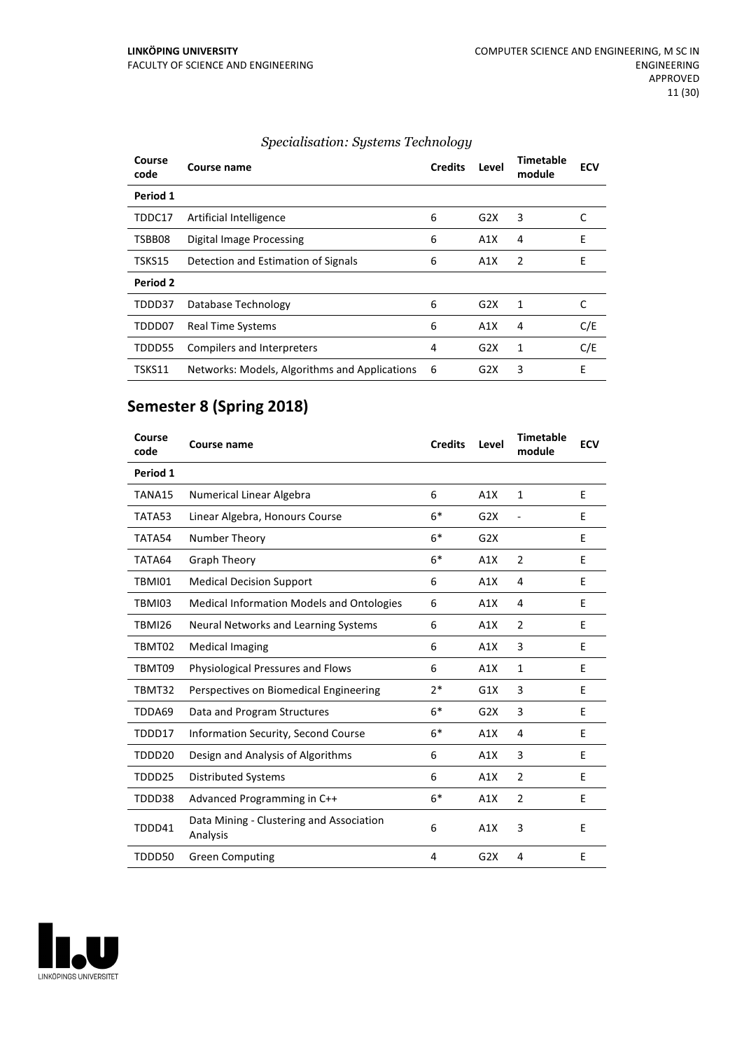*Specialisation: Systems Technology*

| Course code | Course name | Credits | Level | Timetable module | ECV |
|---|---|---|---|---|---|
| **Period 1** | | | | | |
| TDDC17 | Artificial Intelligence | 6 | G2X | 3 | C |
| TSBB08 | Digital Image Processing | 6 | A1X | 4 | E |
| TSKS15 | Detection and Estimation of Signals | 6 | A1X | 2 | E |
| **Period 2** | | | | | |
| TDDD37 | Database Technology | 6 | G2X | 1 | C |
| TDDD07 | Real Time Systems | 6 | A1X | 4 | C/E |
| TDDD55 | Compilers and Interpreters | 4 | G2X | 1 | C/E |
| TSKS11 | Networks: Models, Algorithms and Applications | 6 | G2X | 3 | E |

## Semester 8 (Spring 2018)

| Course code | Course name | Credits | Level | Timetable module | ECV |
|---|---|---|---|---|---|
| **Period 1** | | | | | |
| TANA15 | Numerical Linear Algebra | 6 | A1X | 1 | E |
| TATA53 | Linear Algebra, Honours Course | 6* | G2X | - | E |
| TATA54 | Number Theory | 6* | G2X | | E |
| TATA64 | Graph Theory | 6* | A1X | 2 | E |
| TBMI01 | Medical Decision Support | 6 | A1X | 4 | E |
| TBMI03 | Medical Information Models and Ontologies | 6 | A1X | 4 | E |
| TBMI26 | Neural Networks and Learning Systems | 6 | A1X | 2 | E |
| TBMT02 | Medical Imaging | 6 | A1X | 3 | E |
| TBMT09 | Physiological Pressures and Flows | 6 | A1X | 1 | E |
| TBMT32 | Perspectives on Biomedical Engineering | 2* | G1X | 3 | E |
| TDDA69 | Data and Program Structures | 6* | G2X | 3 | E |
| TDDD17 | Information Security, Second Course | 6* | A1X | 4 | E |
| TDDD20 | Design and Analysis of Algorithms | 6 | A1X | 3 | E |
| TDDD25 | Distributed Systems | 6 | A1X | 2 | E |
| TDDD38 | Advanced Programming in C++ | 6* | A1X | 2 | E |
| TDDD41 | Data Mining - Clustering and Association Analysis | 6 | A1X | 3 | E |
| TDDD50 | Green Computing | 4 | G2X | 4 | E |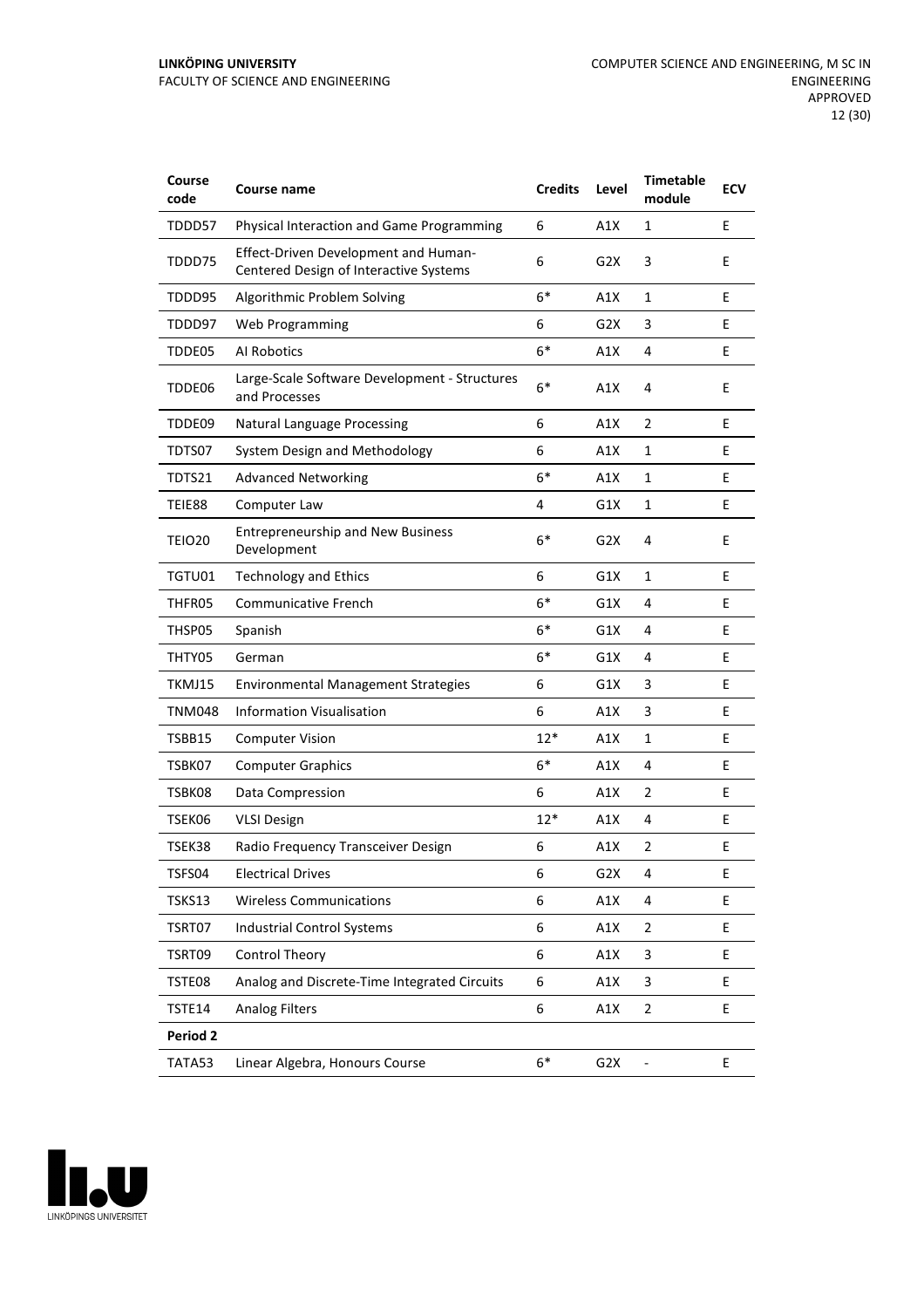| Course code | Course name | Credits | Level | Timetable module | ECV |
|---|---|---|---|---|---|
| TDDD57 | Physical Interaction and Game Programming | 6 | A1X | 1 | E |
| TDDD75 | Effect-Driven Development and Human-Centered Design of Interactive Systems | 6 | G2X | 3 | E |
| TDDD95 | Algorithmic Problem Solving | 6* | A1X | 1 | E |
| TDDD97 | Web Programming | 6 | G2X | 3 | E |
| TDDE05 | AI Robotics | 6* | A1X | 4 | E |
| TDDE06 | Large-Scale Software Development - Structures and Processes | 6* | A1X | 4 | E |
| TDDE09 | Natural Language Processing | 6 | A1X | 2 | E |
| TDTS07 | System Design and Methodology | 6 | A1X | 1 | E |
| TDTS21 | Advanced Networking | 6* | A1X | 1 | E |
| TEIE88 | Computer Law | 4 | G1X | 1 | E |
| TEIO20 | Entrepreneurship and New Business Development | 6* | G2X | 4 | E |
| TGTU01 | Technology and Ethics | 6 | G1X | 1 | E |
| THFR05 | Communicative French | 6* | G1X | 4 | E |
| THSP05 | Spanish | 6* | G1X | 4 | E |
| THTY05 | German | 6* | G1X | 4 | E |
| TKMJ15 | Environmental Management Strategies | 6 | G1X | 3 | E |
| TNM048 | Information Visualisation | 6 | A1X | 3 | E |
| TSBB15 | Computer Vision | 12* | A1X | 1 | E |
| TSBK07 | Computer Graphics | 6* | A1X | 4 | E |
| TSBK08 | Data Compression | 6 | A1X | 2 | E |
| TSEK06 | VLSI Design | 12* | A1X | 4 | E |
| TSEK38 | Radio Frequency Transceiver Design | 6 | A1X | 2 | E |
| TSFS04 | Electrical Drives | 6 | G2X | 4 | E |
| TSKS13 | Wireless Communications | 6 | A1X | 4 | E |
| TSRT07 | Industrial Control Systems | 6 | A1X | 2 | E |
| TSRT09 | Control Theory | 6 | A1X | 3 | E |
| TSTE08 | Analog and Discrete-Time Integrated Circuits | 6 | A1X | 3 | E |
| TSTE14 | Analog Filters | 6 | A1X | 2 | E |
| **Period 2** | | | | | |
| TATA53 | Linear Algebra, Honours Course | 6* | G2X | - | E |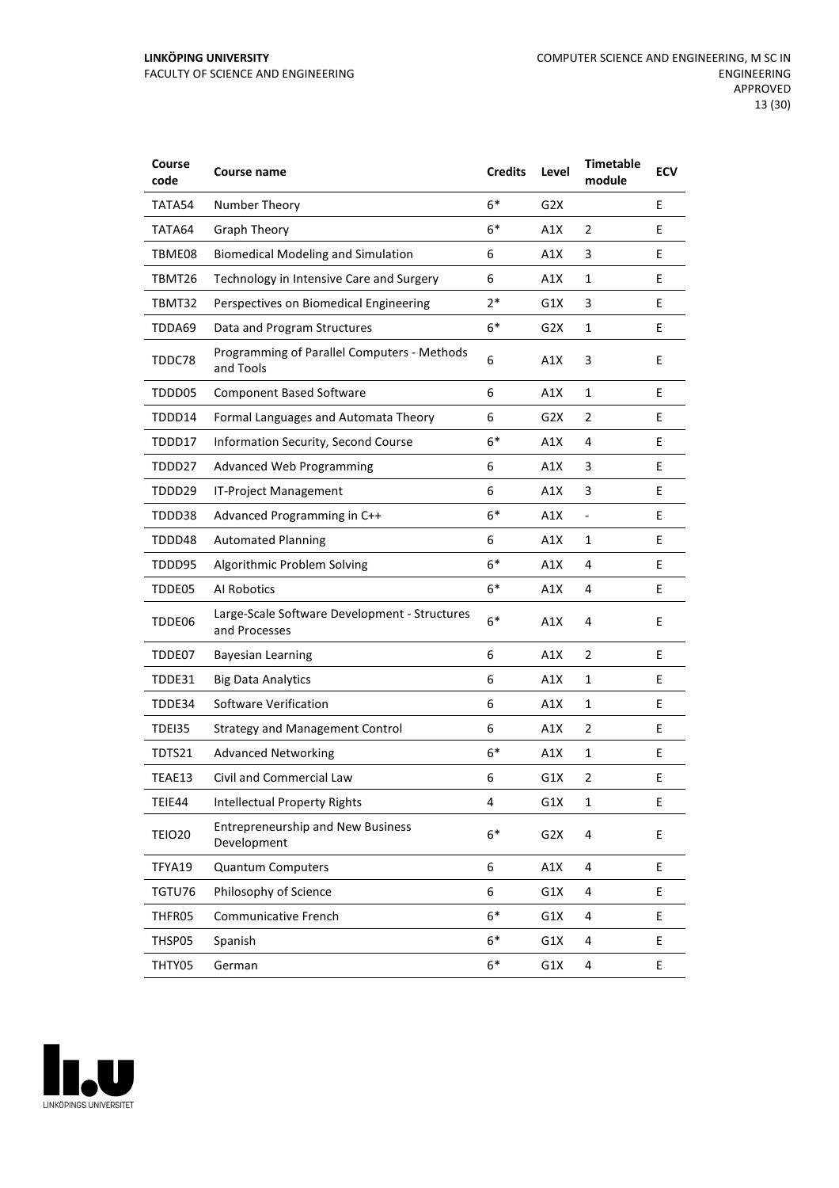| Course code | Course name | Credits | Level | Timetable module | ECV |
|---|---|---|---|---|---|
| TATA54 | Number Theory | 6* | G2X | | E |
| TATA64 | Graph Theory | 6* | A1X | 2 | E |
| TBME08 | Biomedical Modeling and Simulation | 6 | A1X | 3 | E |
| TBMT26 | Technology in Intensive Care and Surgery | 6 | A1X | 1 | E |
| TBMT32 | Perspectives on Biomedical Engineering | 2* | G1X | 3 | E |
| TDDA69 | Data and Program Structures | 6* | G2X | 1 | E |
| TDDC78 | Programming of Parallel Computers - Methods and Tools | 6 | A1X | 3 | E |
| TDDD05 | Component Based Software | 6 | A1X | 1 | E |
| TDDD14 | Formal Languages and Automata Theory | 6 | G2X | 2 | E |
| TDDD17 | Information Security, Second Course | 6* | A1X | 4 | E |
| TDDD27 | Advanced Web Programming | 6 | A1X | 3 | E |
| TDDD29 | IT-Project Management | 6 | A1X | 3 | E |
| TDDD38 | Advanced Programming in C++ | 6* | A1X | - | E |
| TDDD48 | Automated Planning | 6 | A1X | 1 | E |
| TDDD95 | Algorithmic Problem Solving | 6* | A1X | 4 | E |
| TDDE05 | AI Robotics | 6* | A1X | 4 | E |
| TDDE06 | Large-Scale Software Development - Structures and Processes | 6* | A1X | 4 | E |
| TDDE07 | Bayesian Learning | 6 | A1X | 2 | E |
| TDDE31 | Big Data Analytics | 6 | A1X | 1 | E |
| TDDE34 | Software Verification | 6 | A1X | 1 | E |
| TDEI35 | Strategy and Management Control | 6 | A1X | 2 | E |
| TDTS21 | Advanced Networking | 6* | A1X | 1 | E |
| TEAE13 | Civil and Commercial Law | 6 | G1X | 2 | E |
| TEIE44 | Intellectual Property Rights | 4 | G1X | 1 | E |
| TEIO20 | Entrepreneurship and New Business Development | 6* | G2X | 4 | E |
| TFYA19 | Quantum Computers | 6 | A1X | 4 | E |
| TGTU76 | Philosophy of Science | 6 | G1X | 4 | E |
| THFR05 | Communicative French | 6* | G1X | 4 | E |
| THSP05 | Spanish | 6* | G1X | 4 | E |
| THTY05 | German | 6* | G1X | 4 | E |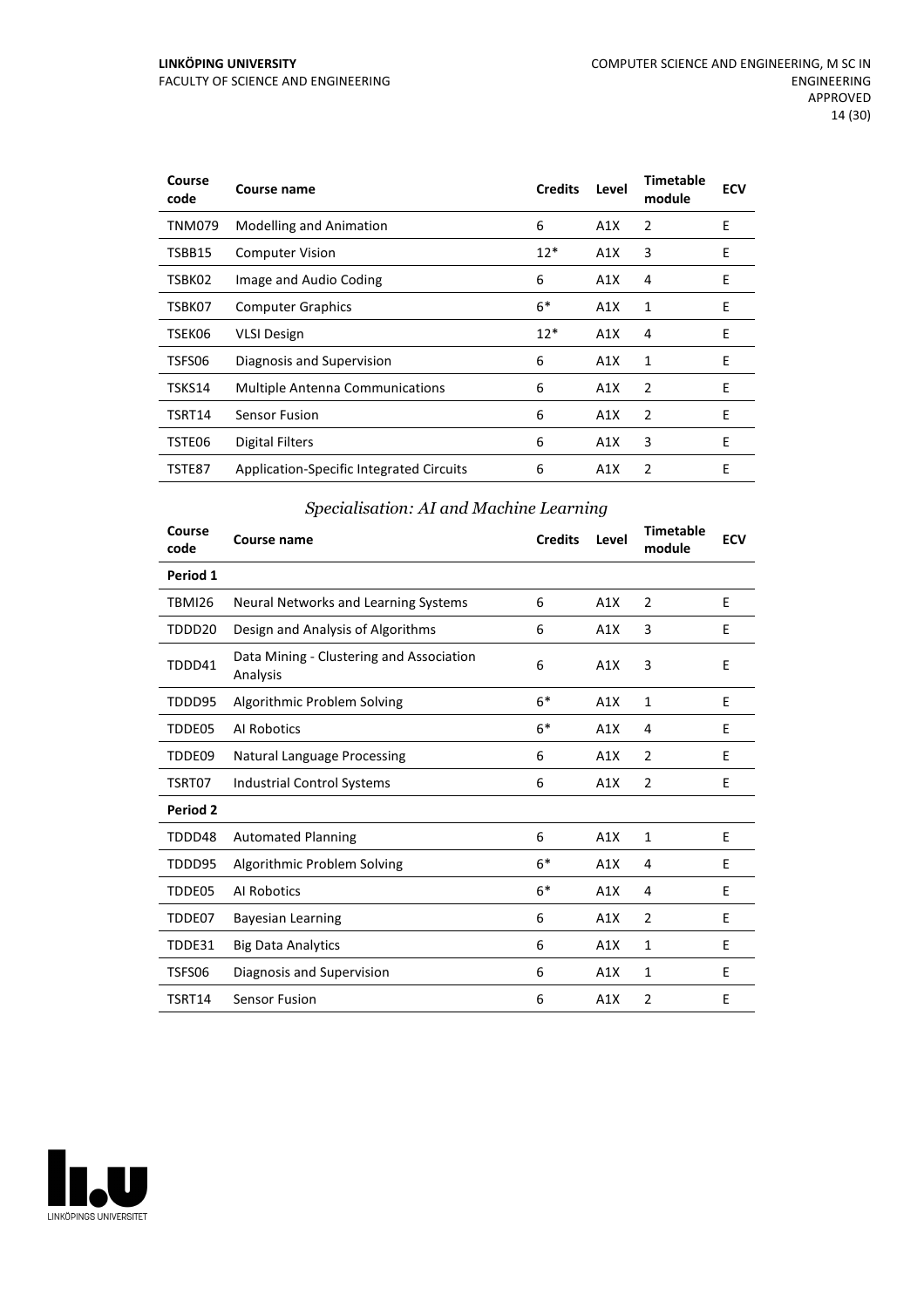| Course code | Course name | Credits | Level | Timetable module | ECV |
|---|---|---|---|---|---|
| TNM079 | Modelling and Animation | 6 | A1X | 2 | E |
| TSBB15 | Computer Vision | 12* | A1X | 3 | E |
| TSBK02 | Image and Audio Coding | 6 | A1X | 4 | E |
| TSBK07 | Computer Graphics | 6* | A1X | 1 | E |
| TSEK06 | VLSI Design | 12* | A1X | 4 | E |
| TSFS06 | Diagnosis and Supervision | 6 | A1X | 1 | E |
| TSKS14 | Multiple Antenna Communications | 6 | A1X | 2 | E |
| TSRT14 | Sensor Fusion | 6 | A1X | 2 | E |
| TSTE06 | Digital Filters | 6 | A1X | 3 | E |
| TSTE87 | Application-Specific Integrated Circuits | 6 | A1X | 2 | E |

### *Specialisation: AI and Machine Learning*

| Course code | Course name | Credits | Level | Timetable module | ECV |
|---|---|---|---|---|---|
| **Period 1** | | | | | |
| TBMI26 | Neural Networks and Learning Systems | 6 | A1X | 2 | E |
| TDDD20 | Design and Analysis of Algorithms | 6 | A1X | 3 | E |
| TDDD41 | Data Mining - Clustering and Association Analysis | 6 | A1X | 3 | E |
| TDDD95 | Algorithmic Problem Solving | 6* | A1X | 1 | E |
| TDDE05 | AI Robotics | 6* | A1X | 4 | E |
| TDDE09 | Natural Language Processing | 6 | A1X | 2 | E |
| TSRT07 | Industrial Control Systems | 6 | A1X | 2 | E |
| **Period 2** | | | | | |
| TDDD48 | Automated Planning | 6 | A1X | 1 | E |
| TDDD95 | Algorithmic Problem Solving | 6* | A1X | 4 | E |
| TDDE05 | AI Robotics | 6* | A1X | 4 | E |
| TDDE07 | Bayesian Learning | 6 | A1X | 2 | E |
| TDDE31 | Big Data Analytics | 6 | A1X | 1 | E |
| TSFS06 | Diagnosis and Supervision | 6 | A1X | 1 | E |
| TSRT14 | Sensor Fusion | 6 | A1X | 2 | E |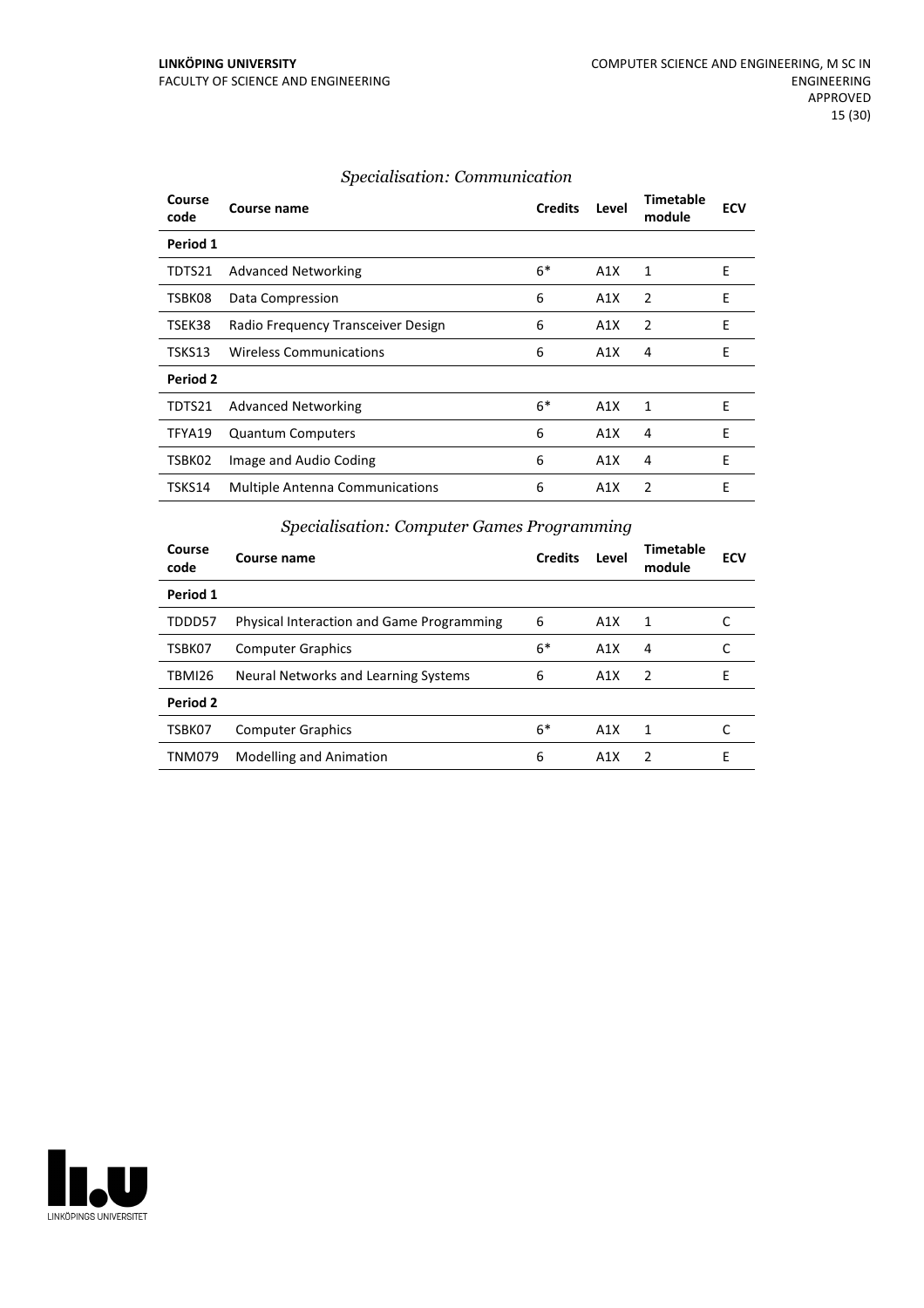### *Specialisation: Communication*

| Course code | Course name | Credits | Level | Timetable module | ECV |
|---|---|---|---|---|---|
| **Period 1** | | | | | |
| TDTS21 | Advanced Networking | 6* | A1X | 1 | E |
| TSBK08 | Data Compression | 6 | A1X | 2 | E |
| TSEK38 | Radio Frequency Transceiver Design | 6 | A1X | 2 | E |
| TSKS13 | Wireless Communications | 6 | A1X | 4 | E |
| **Period 2** | | | | | |
| TDTS21 | Advanced Networking | 6* | A1X | 1 | E |
| TFYA19 | Quantum Computers | 6 | A1X | 4 | E |
| TSBK02 | Image and Audio Coding | 6 | A1X | 4 | E |
| TSKS14 | Multiple Antenna Communications | 6 | A1X | 2 | E |

### *Specialisation: Computer Games Programming*

| Course code | Course name | Credits | Level | Timetable module | ECV |
|---|---|---|---|---|---|
| **Period 1** | | | | | |
| TDDD57 | Physical Interaction and Game Programming | 6 | A1X | 1 | C |
| TSBK07 | Computer Graphics | 6* | A1X | 4 | C |
| TBMI26 | Neural Networks and Learning Systems | 6 | A1X | 2 | E |
| **Period 2** | | | | | |
| TSBK07 | Computer Graphics | 6* | A1X | 1 | C |
| TNM079 | Modelling and Animation | 6 | A1X | 2 | E |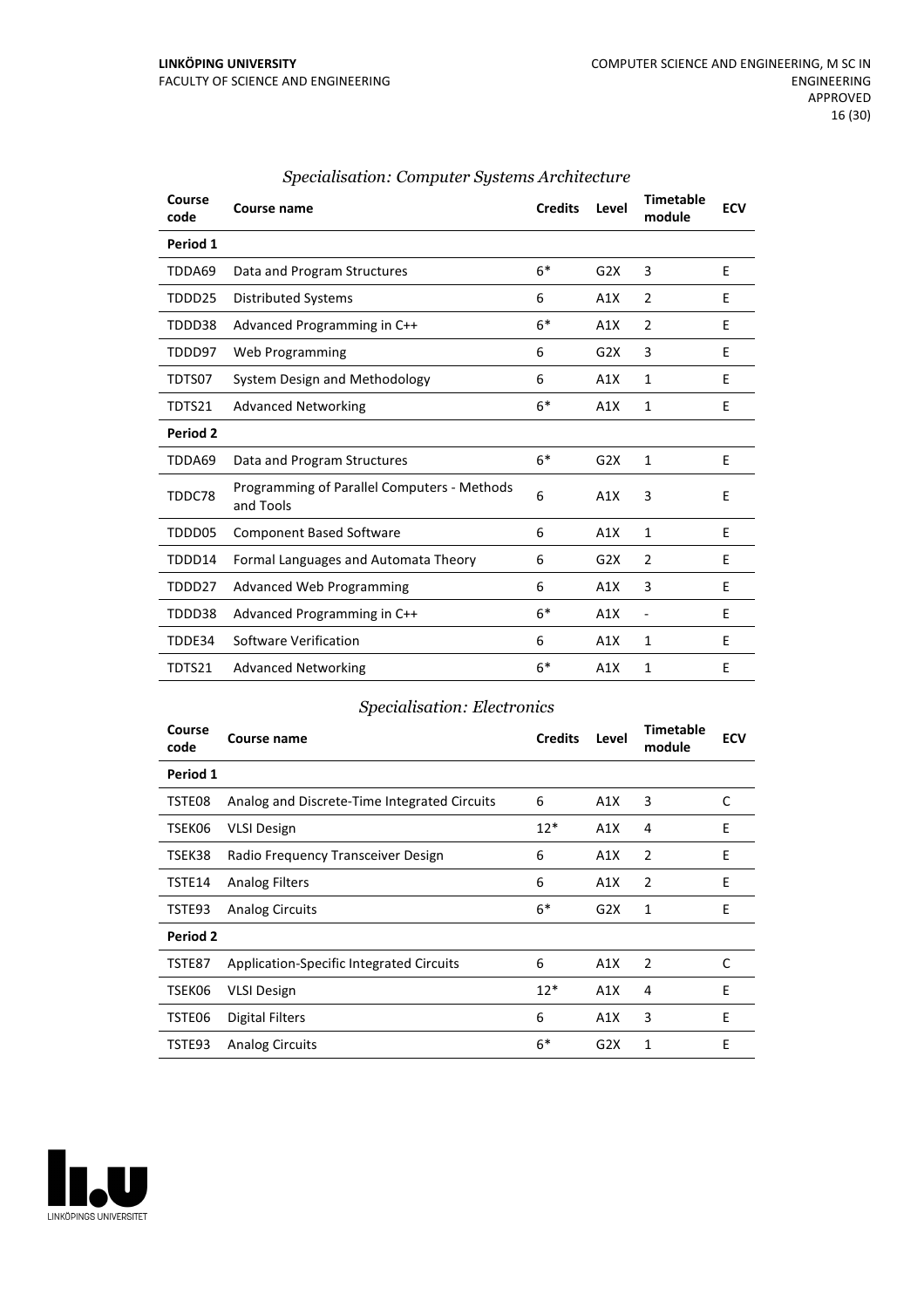### *Specialisation: Computer Systems Architecture*

| Course code | Course name | Credits | Level | Timetable module | ECV |
|---|---|---|---|---|---|
| **Period 1** | | | | | |
| TDDA69 | Data and Program Structures | 6* | G2X | 3 | E |
| TDDD25 | Distributed Systems | 6 | A1X | 2 | E |
| TDDD38 | Advanced Programming in C++ | 6* | A1X | 2 | E |
| TDDD97 | Web Programming | 6 | G2X | 3 | E |
| TDTS07 | System Design and Methodology | 6 | A1X | 1 | E |
| TDTS21 | Advanced Networking | 6* | A1X | 1 | E |
| **Period 2** | | | | | |
| TDDA69 | Data and Program Structures | 6* | G2X | 1 | E |
| TDDC78 | Programming of Parallel Computers - Methods and Tools | 6 | A1X | 3 | E |
| TDDD05 | Component Based Software | 6 | A1X | 1 | E |
| TDDD14 | Formal Languages and Automata Theory | 6 | G2X | 2 | E |
| TDDD27 | Advanced Web Programming | 6 | A1X | 3 | E |
| TDDD38 | Advanced Programming in C++ | 6* | A1X | - | E |
| TDDE34 | Software Verification | 6 | A1X | 1 | E |
| TDTS21 | Advanced Networking | 6* | A1X | 1 | E |

### *Specialisation: Electronics*

| Course code | Course name | Credits | Level | Timetable module | ECV |
|---|---|---|---|---|---|
| **Period 1** | | | | | |
| TSTE08 | Analog and Discrete-Time Integrated Circuits | 6 | A1X | 3 | C |
| TSEK06 | VLSI Design | 12* | A1X | 4 | E |
| TSEK38 | Radio Frequency Transceiver Design | 6 | A1X | 2 | E |
| TSTE14 | Analog Filters | 6 | A1X | 2 | E |
| TSTE93 | Analog Circuits | 6* | G2X | 1 | E |
| **Period 2** | | | | | |
| TSTE87 | Application-Specific Integrated Circuits | 6 | A1X | 2 | C |
| TSEK06 | VLSI Design | 12* | A1X | 4 | E |
| TSTE06 | Digital Filters | 6 | A1X | 3 | E |
| TSTE93 | Analog Circuits | 6* | G2X | 1 | E |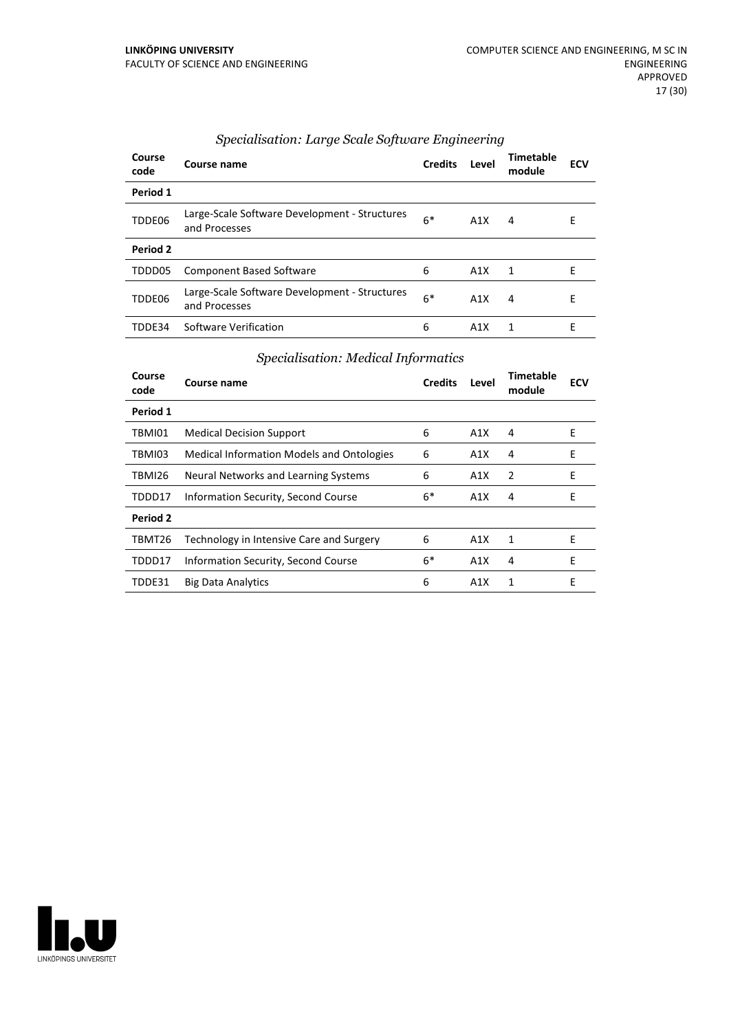*Specialisation: Large Scale Software Engineering*

| Course code | Course name | Credits | Level | Timetable module | ECV |
|---|---|---|---|---|---|
| **Period 1** | | | | | |
| TDDE06 | Large-Scale Software Development - Structures and Processes | 6* | A1X | 4 | E |
| **Period 2** | | | | | |
| TDDD05 | Component Based Software | 6 | A1X | 1 | E |
| TDDE06 | Large-Scale Software Development - Structures and Processes | 6* | A1X | 4 | E |
| TDDE34 | Software Verification | 6 | A1X | 1 | E |

*Specialisation: Medical Informatics*

| Course code | Course name | Credits | Level | Timetable module | ECV |
|---|---|---|---|---|---|
| **Period 1** | | | | | |
| TBMI01 | Medical Decision Support | 6 | A1X | 4 | E |
| TBMI03 | Medical Information Models and Ontologies | 6 | A1X | 4 | E |
| TBMI26 | Neural Networks and Learning Systems | 6 | A1X | 2 | E |
| TDDD17 | Information Security, Second Course | 6* | A1X | 4 | E |
| **Period 2** | | | | | |
| TBMT26 | Technology in Intensive Care and Surgery | 6 | A1X | 1 | E |
| TDDD17 | Information Security, Second Course | 6* | A1X | 4 | E |
| TDDE31 | Big Data Analytics | 6 | A1X | 1 | E |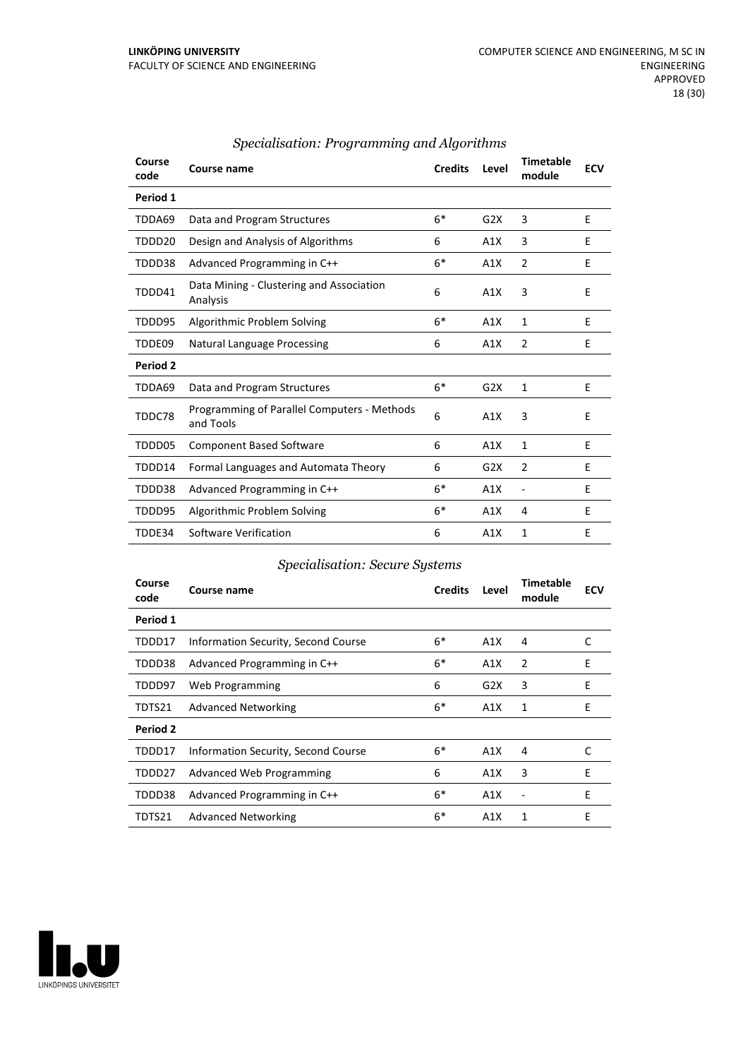*Specialisation: Programming and Algorithms*

| Course code | Course name | Credits | Level | Timetable module | ECV |
|---|---|---|---|---|---|
| **Period 1** | | | | | |
| TDDA69 | Data and Program Structures | 6* | G2X | 3 | E |
| TDDD20 | Design and Analysis of Algorithms | 6 | A1X | 3 | E |
| TDDD38 | Advanced Programming in C++ | 6* | A1X | 2 | E |
| TDDD41 | Data Mining - Clustering and Association Analysis | 6 | A1X | 3 | E |
| TDDD95 | Algorithmic Problem Solving | 6* | A1X | 1 | E |
| TDDE09 | Natural Language Processing | 6 | A1X | 2 | E |
| **Period 2** | | | | | |
| TDDA69 | Data and Program Structures | 6* | G2X | 1 | E |
| TDDC78 | Programming of Parallel Computers - Methods and Tools | 6 | A1X | 3 | E |
| TDDD05 | Component Based Software | 6 | A1X | 1 | E |
| TDDD14 | Formal Languages and Automata Theory | 6 | G2X | 2 | E |
| TDDD38 | Advanced Programming in C++ | 6* | A1X | - | E |
| TDDD95 | Algorithmic Problem Solving | 6* | A1X | 4 | E |
| TDDE34 | Software Verification | 6 | A1X | 1 | E |

*Specialisation: Secure Systems*

| Course code | Course name | Credits | Level | Timetable module | ECV |
|---|---|---|---|---|---|
| **Period 1** | | | | | |
| TDDD17 | Information Security, Second Course | 6* | A1X | 4 | C |
| TDDD38 | Advanced Programming in C++ | 6* | A1X | 2 | E |
| TDDD97 | Web Programming | 6 | G2X | 3 | E |
| TDTS21 | Advanced Networking | 6* | A1X | 1 | E |
| **Period 2** | | | | | |
| TDDD17 | Information Security, Second Course | 6* | A1X | 4 | C |
| TDDD27 | Advanced Web Programming | 6 | A1X | 3 | E |
| TDDD38 | Advanced Programming in C++ | 6* | A1X | - | E |
| TDTS21 | Advanced Networking | 6* | A1X | 1 | E |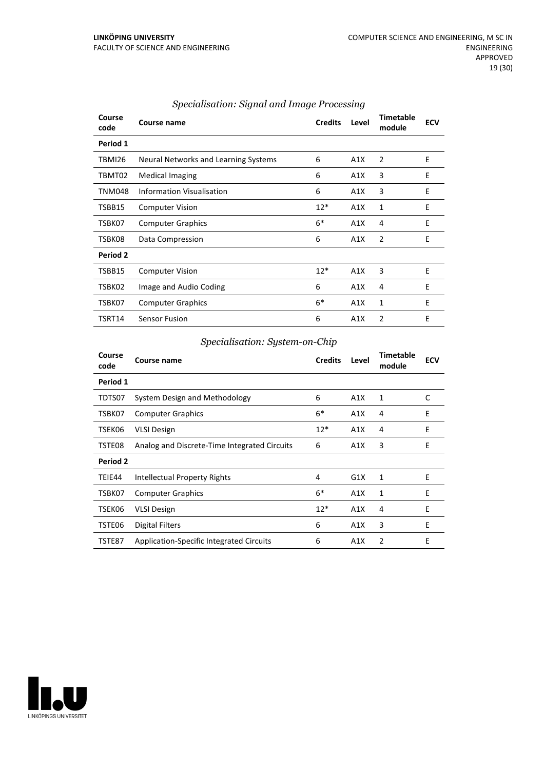### *Specialisation: Signal and Image Processing*

| Course code | Course name | Credits | Level | Timetable module | ECV |
|---|---|---|---|---|---|
| **Period 1** | | | | | |
| TBMI26 | Neural Networks and Learning Systems | 6 | A1X | 2 | E |
| TBMT02 | Medical Imaging | 6 | A1X | 3 | E |
| TNM048 | Information Visualisation | 6 | A1X | 3 | E |
| TSBB15 | Computer Vision | 12* | A1X | 1 | E |
| TSBK07 | Computer Graphics | 6* | A1X | 4 | E |
| TSBK08 | Data Compression | 6 | A1X | 2 | E |
| **Period 2** | | | | | |
| TSBB15 | Computer Vision | 12* | A1X | 3 | E |
| TSBK02 | Image and Audio Coding | 6 | A1X | 4 | E |
| TSBK07 | Computer Graphics | 6* | A1X | 1 | E |
| TSRT14 | Sensor Fusion | 6 | A1X | 2 | E |

### *Specialisation: System-on-Chip*

| Course code | Course name | Credits | Level | Timetable module | ECV |
|---|---|---|---|---|---|
| **Period 1** | | | | | |
| TDTS07 | System Design and Methodology | 6 | A1X | 1 | C |
| TSBK07 | Computer Graphics | 6* | A1X | 4 | E |
| TSEK06 | VLSI Design | 12* | A1X | 4 | E |
| TSTE08 | Analog and Discrete-Time Integrated Circuits | 6 | A1X | 3 | E |
| **Period 2** | | | | | |
| TEIE44 | Intellectual Property Rights | 4 | G1X | 1 | E |
| TSBK07 | Computer Graphics | 6* | A1X | 1 | E |
| TSEK06 | VLSI Design | 12* | A1X | 4 | E |
| TSTE06 | Digital Filters | 6 | A1X | 3 | E |
| TSTE87 | Application-Specific Integrated Circuits | 6 | A1X | 2 | E |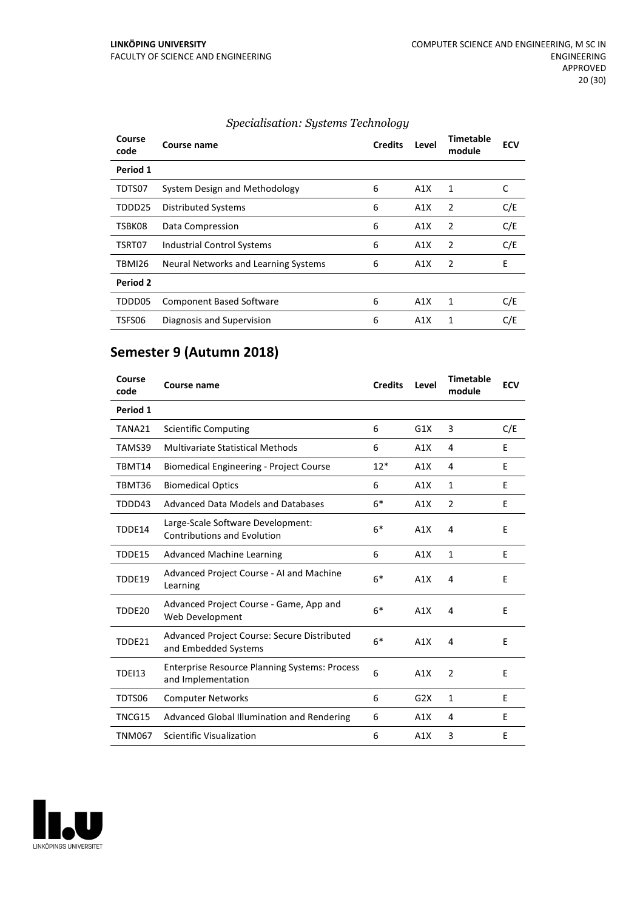*Specialisation: Systems Technology*

| Course code | Course name | Credits | Level | Timetable module | ECV |
|---|---|---|---|---|---|
| **Period 1** | | | | | |
| TDTS07 | System Design and Methodology | 6 | A1X | 1 | C |
| TDDD25 | Distributed Systems | 6 | A1X | 2 | C/E |
| TSBK08 | Data Compression | 6 | A1X | 2 | C/E |
| TSRT07 | Industrial Control Systems | 6 | A1X | 2 | C/E |
| TBMI26 | Neural Networks and Learning Systems | 6 | A1X | 2 | E |
| **Period 2** | | | | | |
| TDDD05 | Component Based Software | 6 | A1X | 1 | C/E |
| TSFS06 | Diagnosis and Supervision | 6 | A1X | 1 | C/E |

## Semester 9 (Autumn 2018)

| Course code | Course name | Credits | Level | Timetable module | ECV |
|---|---|---|---|---|---|
| **Period 1** | | | | | |
| TANA21 | Scientific Computing | 6 | G1X | 3 | C/E |
| TAMS39 | Multivariate Statistical Methods | 6 | A1X | 4 | E |
| TBMT14 | Biomedical Engineering - Project Course | 12* | A1X | 4 | E |
| TBMT36 | Biomedical Optics | 6 | A1X | 1 | E |
| TDDD43 | Advanced Data Models and Databases | 6* | A1X | 2 | E |
| TDDE14 | Large-Scale Software Development: Contributions and Evolution | 6* | A1X | 4 | E |
| TDDE15 | Advanced Machine Learning | 6 | A1X | 1 | E |
| TDDE19 | Advanced Project Course - AI and Machine Learning | 6* | A1X | 4 | E |
| TDDE20 | Advanced Project Course - Game, App and Web Development | 6* | A1X | 4 | E |
| TDDE21 | Advanced Project Course: Secure Distributed and Embedded Systems | 6* | A1X | 4 | E |
| TDEI13 | Enterprise Resource Planning Systems: Process and Implementation | 6 | A1X | 2 | E |
| TDTS06 | Computer Networks | 6 | G2X | 1 | E |
| TNCG15 | Advanced Global Illumination and Rendering | 6 | A1X | 4 | E |
| TNM067 | Scientific Visualization | 6 | A1X | 3 | E |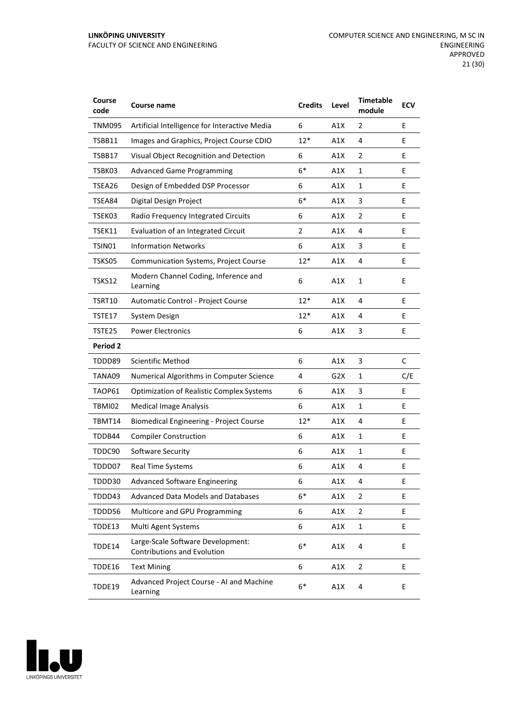| Course code | Course name | Credits | Level | Timetable module | ECV |
|---|---|---|---|---|---|
| TNM095 | Artificial Intelligence for Interactive Media | 6 | A1X | 2 | E |
| TSBB11 | Images and Graphics, Project Course CDIO | 12* | A1X | 4 | E |
| TSBB17 | Visual Object Recognition and Detection | 6 | A1X | 2 | E |
| TSBK03 | Advanced Game Programming | 6* | A1X | 1 | E |
| TSEA26 | Design of Embedded DSP Processor | 6 | A1X | 1 | E |
| TSEA84 | Digital Design Project | 6* | A1X | 3 | E |
| TSEK03 | Radio Frequency Integrated Circuits | 6 | A1X | 2 | E |
| TSEK11 | Evaluation of an Integrated Circuit | 2 | A1X | 4 | E |
| TSIN01 | Information Networks | 6 | A1X | 3 | E |
| TSKS05 | Communication Systems, Project Course | 12* | A1X | 4 | E |
| TSKS12 | Modern Channel Coding, Inference and Learning | 6 | A1X | 1 | E |
| TSRT10 | Automatic Control - Project Course | 12* | A1X | 4 | E |
| TSTE17 | System Design | 12* | A1X | 4 | E |
| TSTE25 | Power Electronics | 6 | A1X | 3 | E |
| **Period 2** | | | | | |
| TDDD89 | Scientific Method | 6 | A1X | 3 | C |
| TANA09 | Numerical Algorithms in Computer Science | 4 | G2X | 1 | C/E |
| TAOP61 | Optimization of Realistic Complex Systems | 6 | A1X | 3 | E |
| TBMI02 | Medical Image Analysis | 6 | A1X | 1 | E |
| TBMT14 | Biomedical Engineering - Project Course | 12* | A1X | 4 | E |
| TDDB44 | Compiler Construction | 6 | A1X | 1 | E |
| TDDC90 | Software Security | 6 | A1X | 1 | E |
| TDDD07 | Real Time Systems | 6 | A1X | 4 | E |
| TDDD30 | Advanced Software Engineering | 6 | A1X | 4 | E |
| TDDD43 | Advanced Data Models and Databases | 6* | A1X | 2 | E |
| TDDD56 | Multicore and GPU Programming | 6 | A1X | 2 | E |
| TDDE13 | Multi Agent Systems | 6 | A1X | 1 | E |
| TDDE14 | Large-Scale Software Development: Contributions and Evolution | 6* | A1X | 4 | E |
| TDDE16 | Text Mining | 6 | A1X | 2 | E |
| TDDE19 | Advanced Project Course - AI and Machine Learning | 6* | A1X | 4 | E |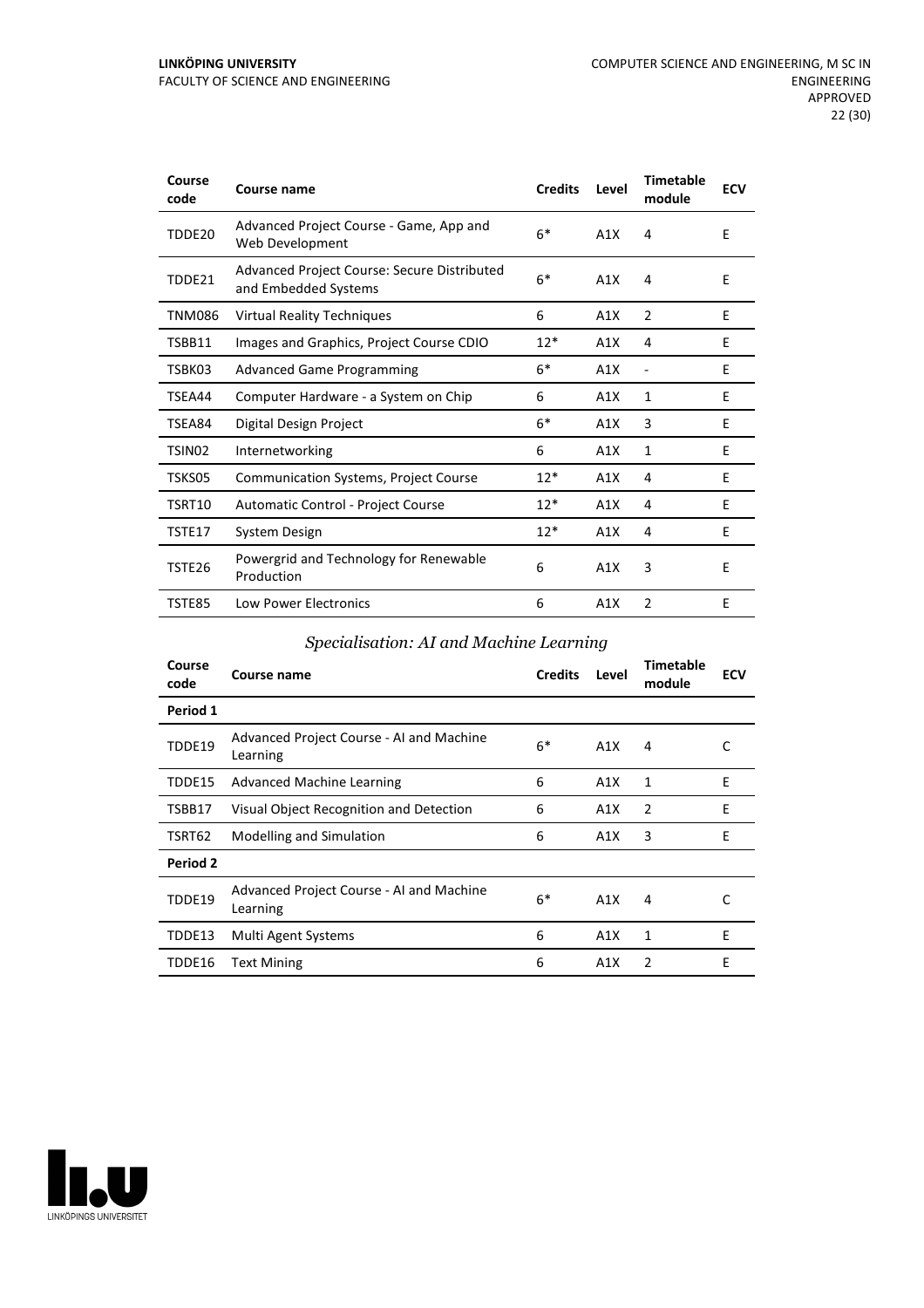| Course code | Course name | Credits | Level | Timetable module | ECV |
|---|---|---|---|---|---|
| TDDE20 | Advanced Project Course - Game, App and Web Development | 6* | A1X | 4 | E |
| TDDE21 | Advanced Project Course: Secure Distributed and Embedded Systems | 6* | A1X | 4 | E |
| TNM086 | Virtual Reality Techniques | 6 | A1X | 2 | E |
| TSBB11 | Images and Graphics, Project Course CDIO | 12* | A1X | 4 | E |
| TSBK03 | Advanced Game Programming | 6* | A1X | - | E |
| TSEA44 | Computer Hardware - a System on Chip | 6 | A1X | 1 | E |
| TSEA84 | Digital Design Project | 6* | A1X | 3 | E |
| TSIN02 | Internetworking | 6 | A1X | 1 | E |
| TSKS05 | Communication Systems, Project Course | 12* | A1X | 4 | E |
| TSRT10 | Automatic Control - Project Course | 12* | A1X | 4 | E |
| TSTE17 | System Design | 12* | A1X | 4 | E |
| TSTE26 | Powergrid and Technology for Renewable Production | 6 | A1X | 3 | E |
| TSTE85 | Low Power Electronics | 6 | A1X | 2 | E |

### *Specialisation: AI and Machine Learning*

| Course code | Course name | Credits | Level | Timetable module | ECV |
|---|---|---|---|---|---|
| **Period 1** | | | | | |
| TDDE19 | Advanced Project Course - AI and Machine Learning | 6* | A1X | 4 | C |
| TDDE15 | Advanced Machine Learning | 6 | A1X | 1 | E |
| TSBB17 | Visual Object Recognition and Detection | 6 | A1X | 2 | E |
| TSRT62 | Modelling and Simulation | 6 | A1X | 3 | E |
| **Period 2** | | | | | |
| TDDE19 | Advanced Project Course - AI and Machine Learning | 6* | A1X | 4 | C |
| TDDE13 | Multi Agent Systems | 6 | A1X | 1 | E |
| TDDE16 | Text Mining | 6 | A1X | 2 | E |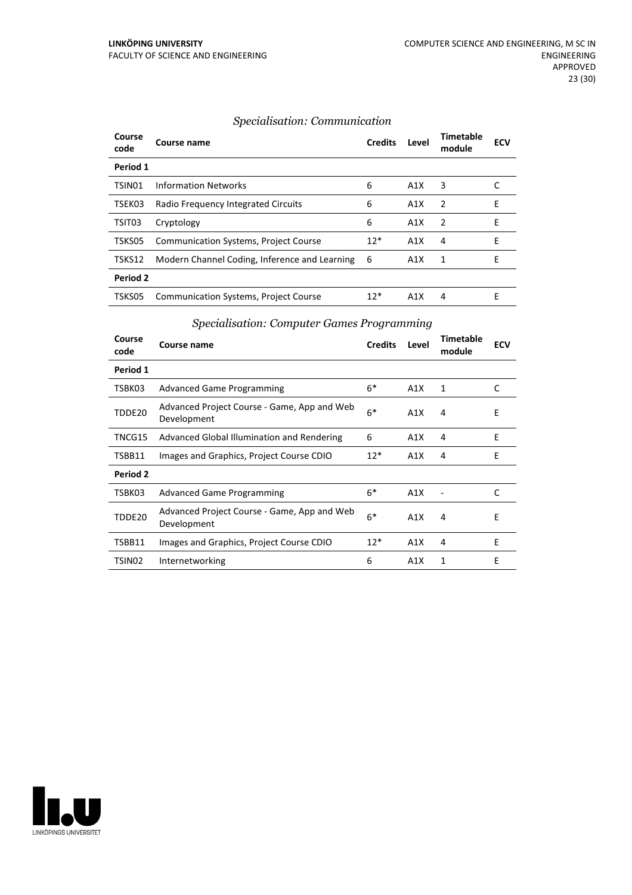*Specialisation: Communication*

| Course code | Course name | Credits | Level | Timetable module | ECV |
|---|---|---|---|---|---|
| **Period 1** | | | | | |
| TSIN01 | Information Networks | 6 | A1X | 3 | C |
| TSEK03 | Radio Frequency Integrated Circuits | 6 | A1X | 2 | E |
| TSIT03 | Cryptology | 6 | A1X | 2 | E |
| TSKS05 | Communication Systems, Project Course | 12* | A1X | 4 | E |
| TSKS12 | Modern Channel Coding, Inference and Learning | 6 | A1X | 1 | E |
| **Period 2** | | | | | |
| TSKS05 | Communication Systems, Project Course | 12* | A1X | 4 | E |

*Specialisation: Computer Games Programming*

| Course code | Course name | Credits | Level | Timetable module | ECV |
|---|---|---|---|---|---|
| **Period 1** | | | | | |
| TSBK03 | Advanced Game Programming | 6* | A1X | 1 | C |
| TDDE20 | Advanced Project Course - Game, App and Web Development | 6* | A1X | 4 | E |
| TNCG15 | Advanced Global Illumination and Rendering | 6 | A1X | 4 | E |
| TSBB11 | Images and Graphics, Project Course CDIO | 12* | A1X | 4 | E |
| **Period 2** | | | | | |
| TSBK03 | Advanced Game Programming | 6* | A1X | - | C |
| TDDE20 | Advanced Project Course - Game, App and Web Development | 6* | A1X | 4 | E |
| TSBB11 | Images and Graphics, Project Course CDIO | 12* | A1X | 4 | E |
| TSIN02 | Internetworking | 6 | A1X | 1 | E |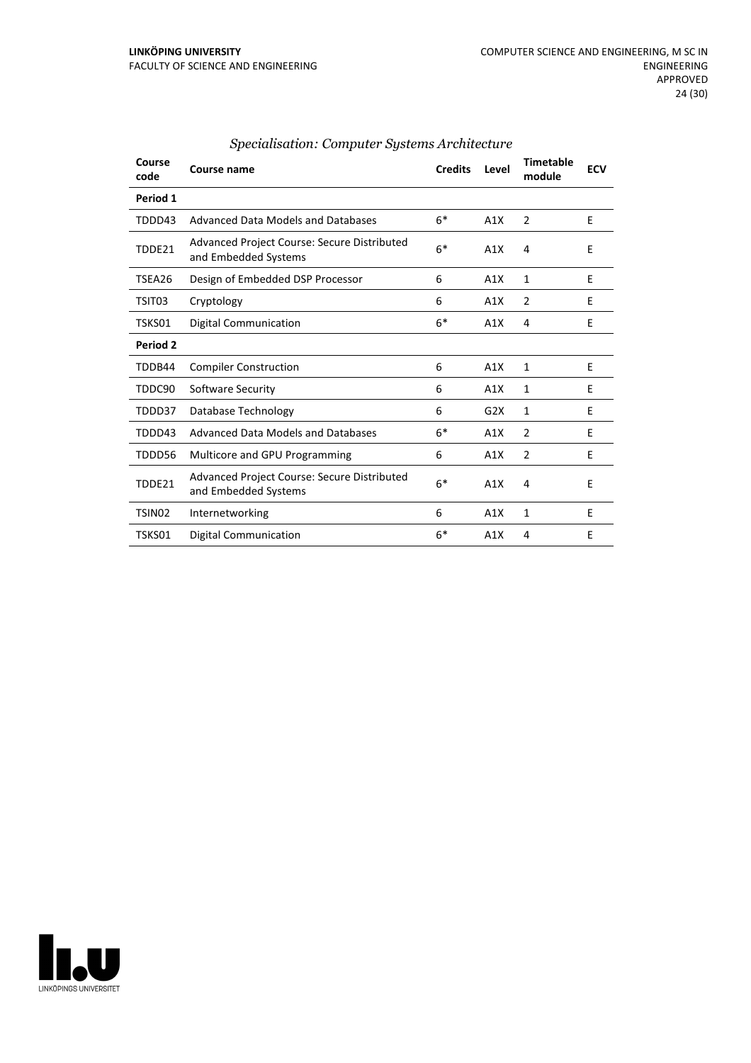### *Specialisation: Computer Systems Architecture*

| Course code | Course name | Credits | Level | Timetable module | ECV |
|---|---|---|---|---|---|
| **Period 1** | | | | | |
| TDDD43 | Advanced Data Models and Databases | 6* | A1X | 2 | E |
| TDDE21 | Advanced Project Course: Secure Distributed and Embedded Systems | 6* | A1X | 4 | E |
| TSEA26 | Design of Embedded DSP Processor | 6 | A1X | 1 | E |
| TSIT03 | Cryptology | 6 | A1X | 2 | E |
| TSKS01 | Digital Communication | 6* | A1X | 4 | E |
| **Period 2** | | | | | |
| TDDB44 | Compiler Construction | 6 | A1X | 1 | E |
| TDDC90 | Software Security | 6 | A1X | 1 | E |
| TDDD37 | Database Technology | 6 | G2X | 1 | E |
| TDDD43 | Advanced Data Models and Databases | 6* | A1X | 2 | E |
| TDDD56 | Multicore and GPU Programming | 6 | A1X | 2 | E |
| TDDE21 | Advanced Project Course: Secure Distributed and Embedded Systems | 6* | A1X | 4 | E |
| TSIN02 | Internetworking | 6 | A1X | 1 | E |
| TSKS01 | Digital Communication | 6* | A1X | 4 | E |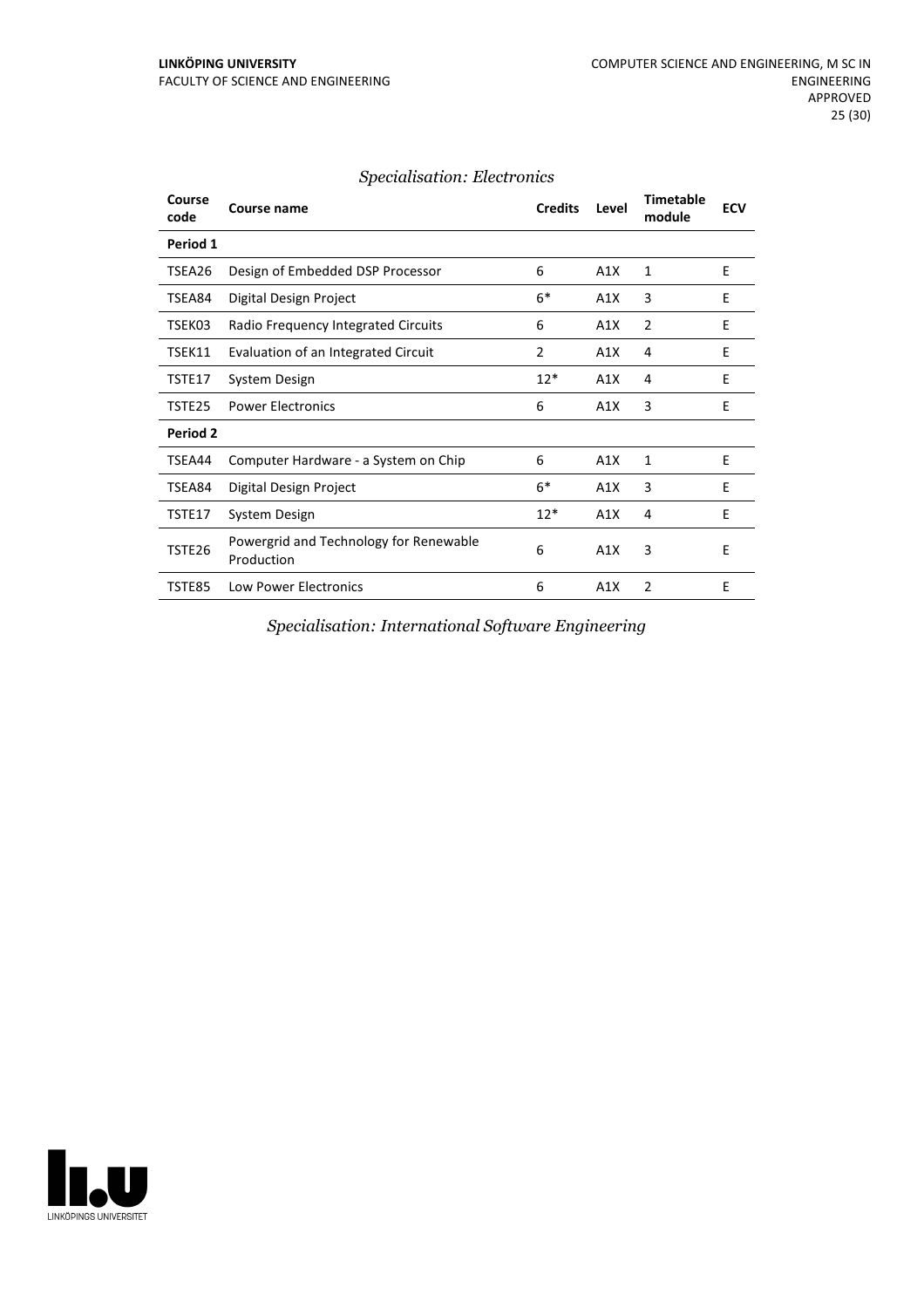*Specialisation: Electronics*

| Course code | Course name | Credits | Level | Timetable module | ECV |
|---|---|---|---|---|---|
| **Period 1** | | | | | |
| TSEA26 | Design of Embedded DSP Processor | 6 | A1X | 1 | E |
| TSEA84 | Digital Design Project | 6* | A1X | 3 | E |
| TSEK03 | Radio Frequency Integrated Circuits | 6 | A1X | 2 | E |
| TSEK11 | Evaluation of an Integrated Circuit | 2 | A1X | 4 | E |
| TSTE17 | System Design | 12* | A1X | 4 | E |
| TSTE25 | Power Electronics | 6 | A1X | 3 | E |
| **Period 2** | | | | | |
| TSEA44 | Computer Hardware - a System on Chip | 6 | A1X | 1 | E |
| TSEA84 | Digital Design Project | 6* | A1X | 3 | E |
| TSTE17 | System Design | 12* | A1X | 4 | E |
| TSTE26 | Powergrid and Technology for Renewable Production | 6 | A1X | 3 | E |
| TSTE85 | Low Power Electronics | 6 | A1X | 2 | E |

*Specialisation: International Software Engineering*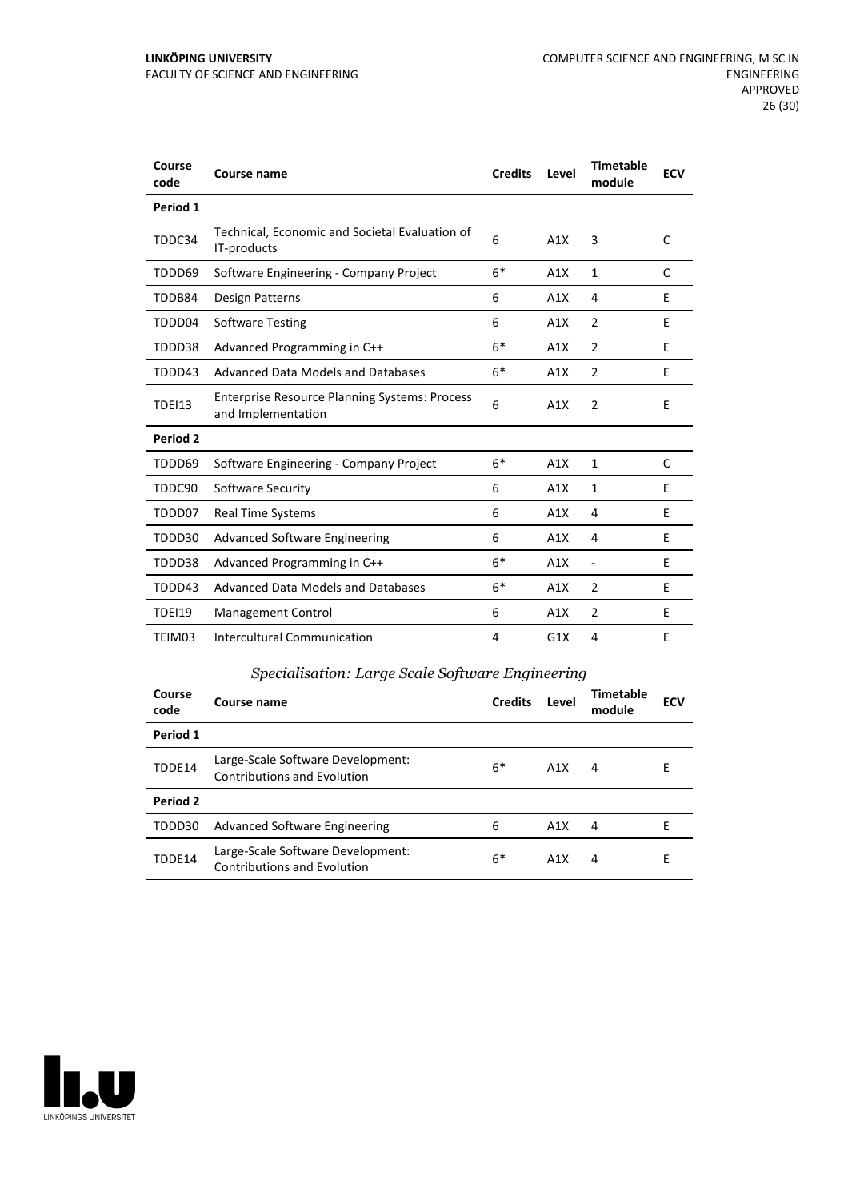| Course code | Course name | Credits | Level | Timetable module | ECV |
|---|---|---|---|---|---|
| **Period 1** | | | | | |
| TDDC34 | Technical, Economic and Societal Evaluation of IT-products | 6 | A1X | 3 | C |
| TDDD69 | Software Engineering - Company Project | 6* | A1X | 1 | C |
| TDDB84 | Design Patterns | 6 | A1X | 4 | E |
| TDDD04 | Software Testing | 6 | A1X | 2 | E |
| TDDD38 | Advanced Programming in C++ | 6* | A1X | 2 | E |
| TDDD43 | Advanced Data Models and Databases | 6* | A1X | 2 | E |
| TDEI13 | Enterprise Resource Planning Systems: Process and Implementation | 6 | A1X | 2 | E |
| **Period 2** | | | | | |
| TDDD69 | Software Engineering - Company Project | 6* | A1X | 1 | C |
| TDDC90 | Software Security | 6 | A1X | 1 | E |
| TDDD07 | Real Time Systems | 6 | A1X | 4 | E |
| TDDD30 | Advanced Software Engineering | 6 | A1X | 4 | E |
| TDDD38 | Advanced Programming in C++ | 6* | A1X | - | E |
| TDDD43 | Advanced Data Models and Databases | 6* | A1X | 2 | E |
| TDEI19 | Management Control | 6 | A1X | 2 | E |
| TEIM03 | Intercultural Communication | 4 | G1X | 4 | E |

### *Specialisation: Large Scale Software Engineering*

| Course code | Course name | Credits | Level | Timetable module | ECV |
|---|---|---|---|---|---|
| **Period 1** | | | | | |
| TDDE14 | Large-Scale Software Development: Contributions and Evolution | 6* | A1X | 4 | E |
| **Period 2** | | | | | |
| TDDD30 | Advanced Software Engineering | 6 | A1X | 4 | E |
| TDDE14 | Large-Scale Software Development: Contributions and Evolution | 6* | A1X | 4 | E |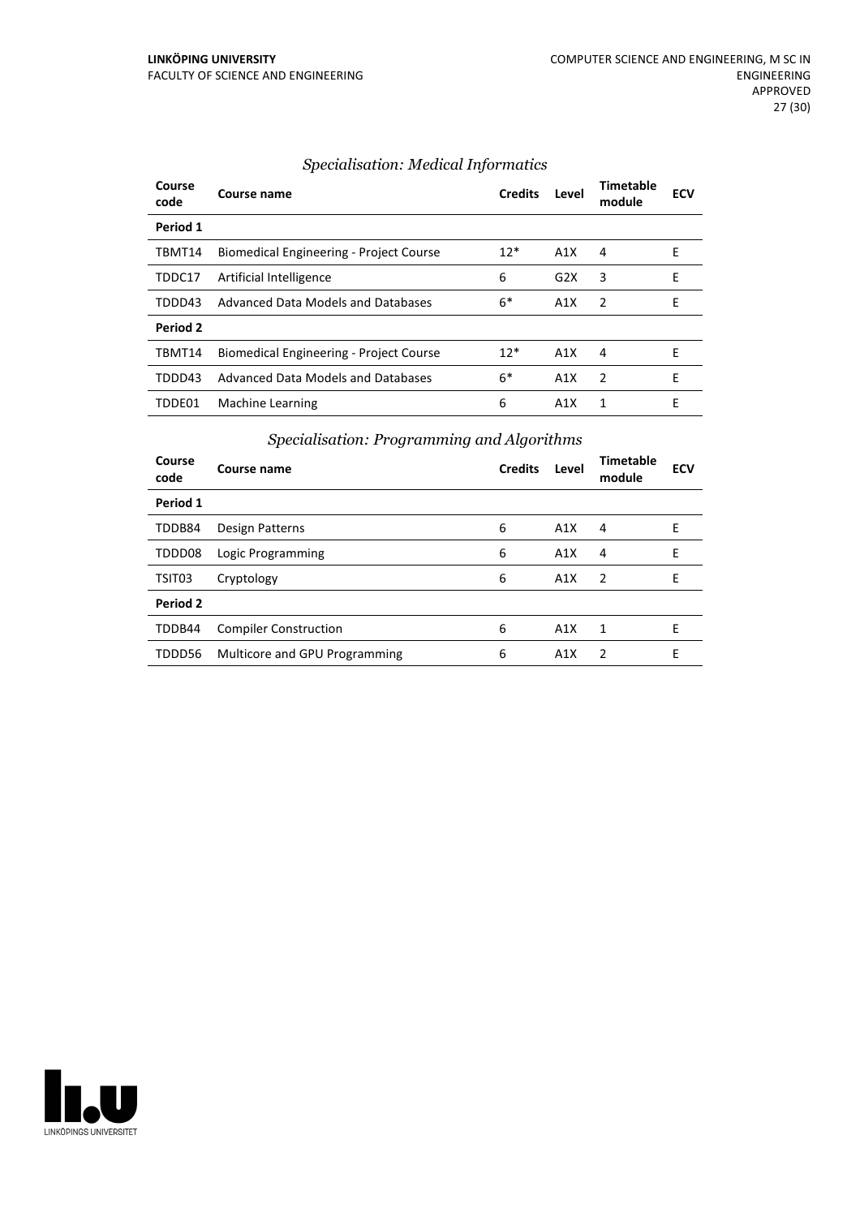### *Specialisation: Medical Informatics*

| Course code | Course name | Credits | Level | Timetable module | ECV |
|---|---|---|---|---|---|
| **Period 1** | | | | | |
| TBMT14 | Biomedical Engineering - Project Course | 12* | A1X | 4 | E |
| TDDC17 | Artificial Intelligence | 6 | G2X | 3 | E |
| TDDD43 | Advanced Data Models and Databases | 6* | A1X | 2 | E |
| **Period 2** | | | | | |
| TBMT14 | Biomedical Engineering - Project Course | 12* | A1X | 4 | E |
| TDDD43 | Advanced Data Models and Databases | 6* | A1X | 2 | E |
| TDDE01 | Machine Learning | 6 | A1X | 1 | E |

### *Specialisation: Programming and Algorithms*

| Course code | Course name | Credits | Level | Timetable module | ECV |
|---|---|---|---|---|---|
| **Period 1** | | | | | |
| TDDB84 | Design Patterns | 6 | A1X | 4 | E |
| TDDD08 | Logic Programming | 6 | A1X | 4 | E |
| TSIT03 | Cryptology | 6 | A1X | 2 | E |
| **Period 2** | | | | | |
| TDDB44 | Compiler Construction | 6 | A1X | 1 | E |
| TDDD56 | Multicore and GPU Programming | 6 | A1X | 2 | E |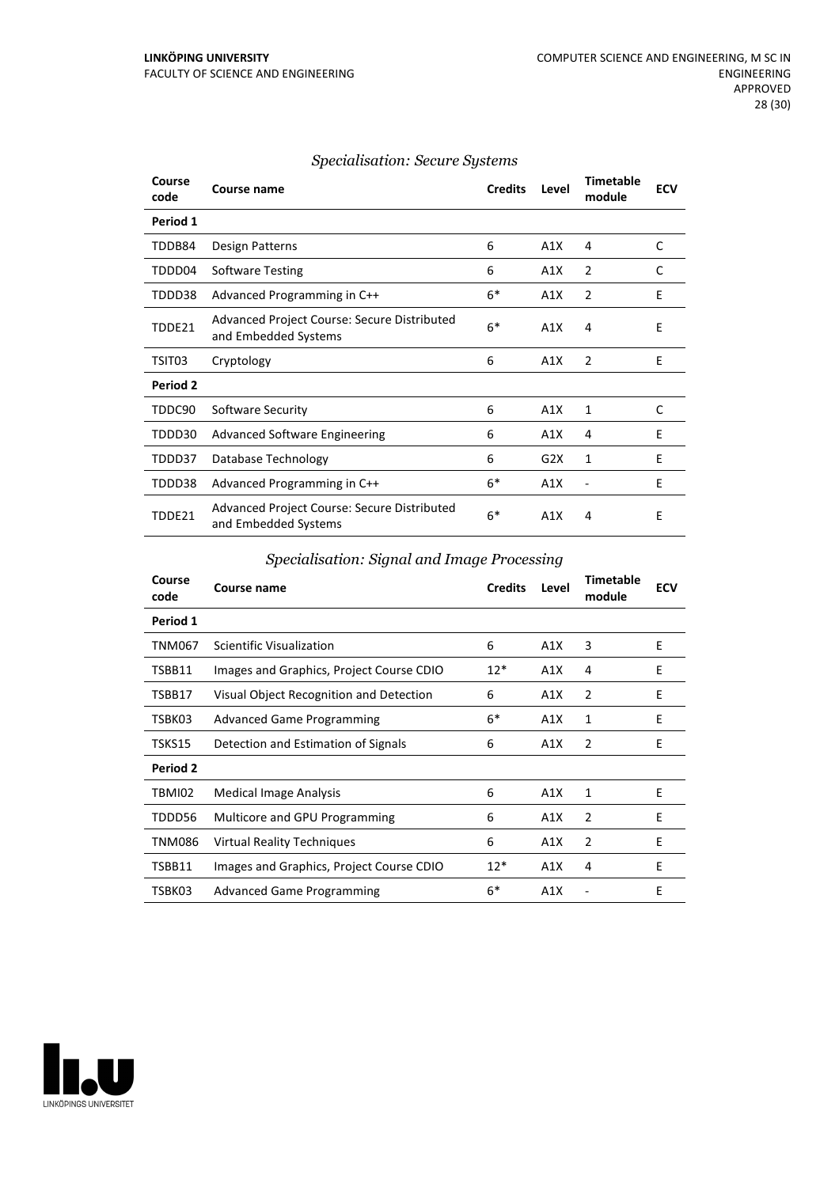### *Specialisation: Secure Systems*

| Course code | Course name | Credits | Level | Timetable module | ECV |
|---|---|---|---|---|---|
| **Period 1** | | | | | |
| TDDB84 | Design Patterns | 6 | A1X | 4 | C |
| TDDD04 | Software Testing | 6 | A1X | 2 | C |
| TDDD38 | Advanced Programming in C++ | 6* | A1X | 2 | E |
| TDDE21 | Advanced Project Course: Secure Distributed and Embedded Systems | 6* | A1X | 4 | E |
| TSIT03 | Cryptology | 6 | A1X | 2 | E |
| **Period 2** | | | | | |
| TDDC90 | Software Security | 6 | A1X | 1 | C |
| TDDD30 | Advanced Software Engineering | 6 | A1X | 4 | E |
| TDDD37 | Database Technology | 6 | G2X | 1 | E |
| TDDD38 | Advanced Programming in C++ | 6* | A1X | - | E |
| TDDE21 | Advanced Project Course: Secure Distributed and Embedded Systems | 6* | A1X | 4 | E |

### *Specialisation: Signal and Image Processing*

| Course code | Course name | Credits | Level | Timetable module | ECV |
|---|---|---|---|---|---|
| **Period 1** | | | | | |
| TNM067 | Scientific Visualization | 6 | A1X | 3 | E |
| TSBB11 | Images and Graphics, Project Course CDIO | 12* | A1X | 4 | E |
| TSBB17 | Visual Object Recognition and Detection | 6 | A1X | 2 | E |
| TSBK03 | Advanced Game Programming | 6* | A1X | 1 | E |
| TSKS15 | Detection and Estimation of Signals | 6 | A1X | 2 | E |
| **Period 2** | | | | | |
| TBMI02 | Medical Image Analysis | 6 | A1X | 1 | E |
| TDDD56 | Multicore and GPU Programming | 6 | A1X | 2 | E |
| TNM086 | Virtual Reality Techniques | 6 | A1X | 2 | E |
| TSBB11 | Images and Graphics, Project Course CDIO | 12* | A1X | 4 | E |
| TSBK03 | Advanced Game Programming | 6* | A1X | - | E |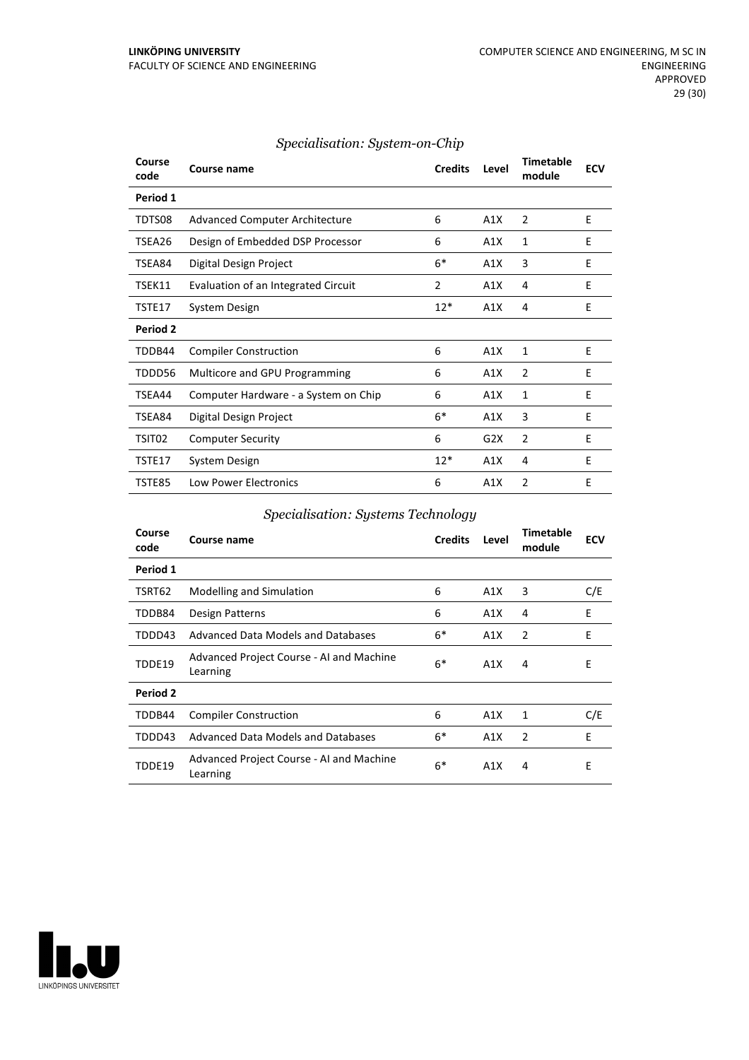### *Specialisation: System-on-Chip*

| Course code | Course name | Credits | Level | Timetable module | ECV |
|---|---|---|---|---|---|
| **Period 1** | | | | | |
| TDTS08 | Advanced Computer Architecture | 6 | A1X | 2 | E |
| TSEA26 | Design of Embedded DSP Processor | 6 | A1X | 1 | E |
| TSEA84 | Digital Design Project | 6* | A1X | 3 | E |
| TSEK11 | Evaluation of an Integrated Circuit | 2 | A1X | 4 | E |
| TSTE17 | System Design | 12* | A1X | 4 | E |
| **Period 2** | | | | | |
| TDDB44 | Compiler Construction | 6 | A1X | 1 | E |
| TDDD56 | Multicore and GPU Programming | 6 | A1X | 2 | E |
| TSEA44 | Computer Hardware - a System on Chip | 6 | A1X | 1 | E |
| TSEA84 | Digital Design Project | 6* | A1X | 3 | E |
| TSIT02 | Computer Security | 6 | G2X | 2 | E |
| TSTE17 | System Design | 12* | A1X | 4 | E |
| TSTE85 | Low Power Electronics | 6 | A1X | 2 | E |

### *Specialisation: Systems Technology*

| Course code | Course name | Credits | Level | Timetable module | ECV |
|---|---|---|---|---|---|
| **Period 1** | | | | | |
| TSRT62 | Modelling and Simulation | 6 | A1X | 3 | C/E |
| TDDB84 | Design Patterns | 6 | A1X | 4 | E |
| TDDD43 | Advanced Data Models and Databases | 6* | A1X | 2 | E |
| TDDE19 | Advanced Project Course - AI and Machine Learning | 6* | A1X | 4 | E |
| **Period 2** | | | | | |
| TDDB44 | Compiler Construction | 6 | A1X | 1 | C/E |
| TDDD43 | Advanced Data Models and Databases | 6* | A1X | 2 | E |
| TDDE19 | Advanced Project Course - AI and Machine Learning | 6* | A1X | 4 | E |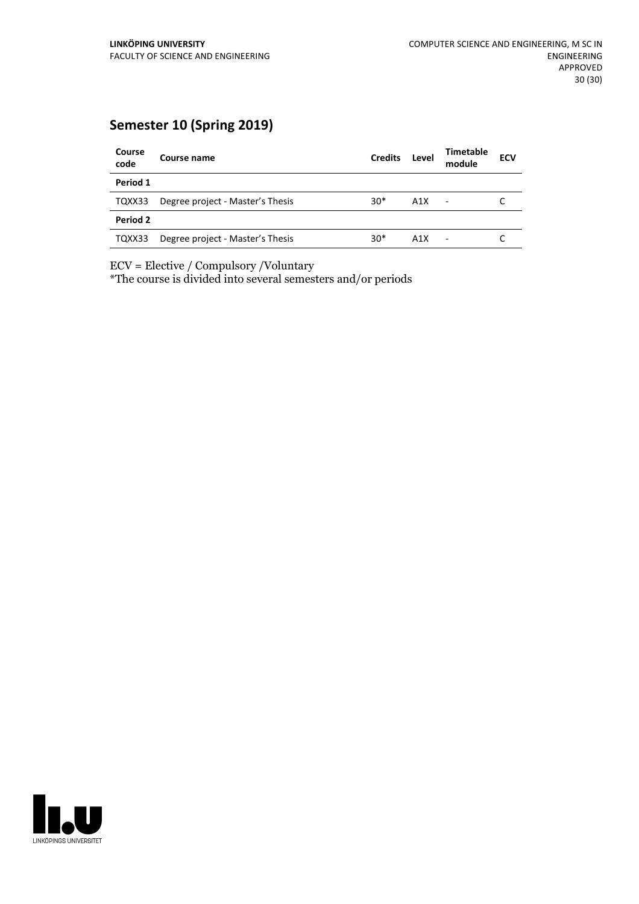## Semester 10 (Spring 2019)

| Course code | Course name | Credits | Level | Timetable module | ECV |
|---|---|---|---|---|---|
| **Period 1** | | | | | |
| TQXX33 | Degree project - Master's Thesis | 30* | A1X | - | C |
| **Period 2** | | | | | |
| TQXX33 | Degree project - Master's Thesis | 30* | A1X | - | C |

ECV = Elective / Compulsory /Voluntary
*The course is divided into several semesters and/or periods